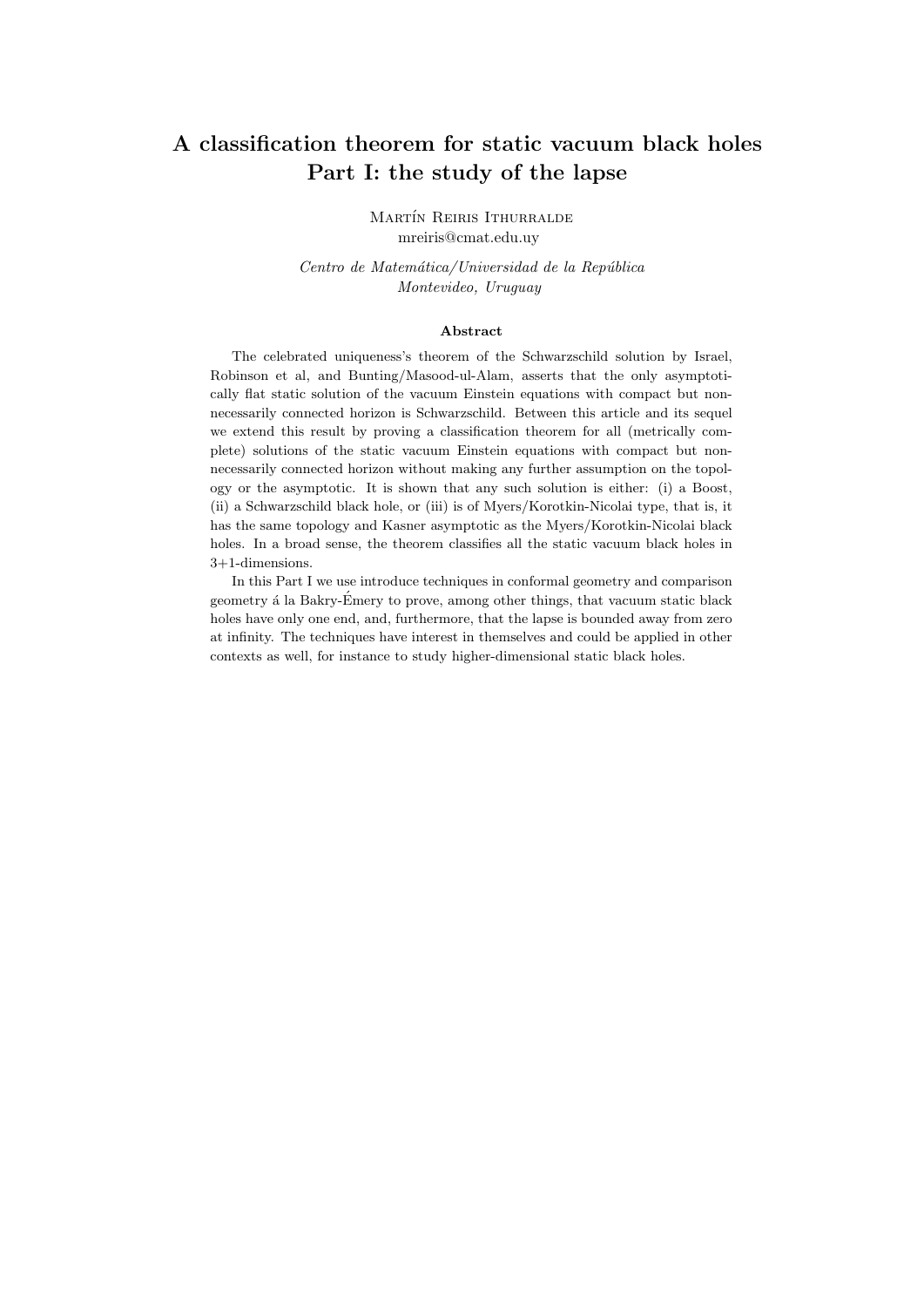# A classification theorem for static vacuum black holes
# Part I: the study of the lapse

Martín Reiris Ithurralde
mreiris@cmat.edu.uy

*Centro de Matemática/Universidad de la República*
*Montevideo, Uruguay*

### Abstract

The celebrated uniqueness's theorem of the Schwarzschild solution by Israel, Robinson et al, and Bunting/Masood-ul-Alam, asserts that the only asymptotically flat static solution of the vacuum Einstein equations with compact but non-necessarily connected horizon is Schwarzschild. Between this article and its sequel we extend this result by proving a classification theorem for all (metrically complete) solutions of the static vacuum Einstein equations with compact but non-necessarily connected horizon without making any further assumption on the topology or the asymptotic. It is shown that any such solution is either: (i) a Boost, (ii) a Schwarzschild black hole, or (iii) is of Myers/Korotkin-Nicolai type, that is, it has the same topology and Kasner asymptotic as the Myers/Korotkin-Nicolai black holes. In a broad sense, the theorem classifies all the static vacuum black holes in 3+1-dimensions.

In this Part I we use introduce techniques in conformal geometry and comparison geometry á la Bakry-Émery to prove, among other things, that vacuum static black holes have only one end, and, furthermore, that the lapse is bounded away from zero at infinity. The techniques have interest in themselves and could be applied in other contexts as well, for instance to study higher-dimensional static black holes.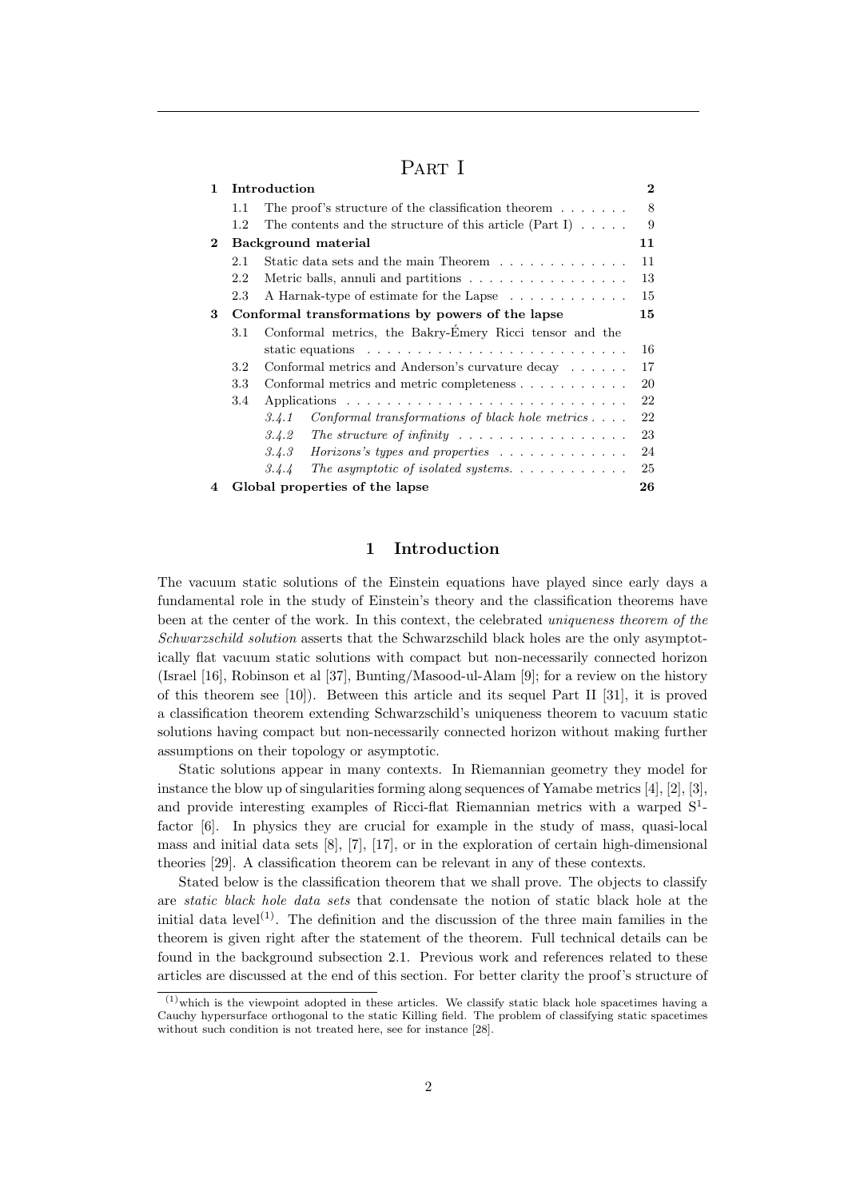# Part I

| | | |
|---|---|---|
| **1** | **Introduction** | **2** |
| | 1.1 The proof's structure of the classification theorem | 8 |
| | 1.2 The contents and the structure of this article (Part I) | 9 |
| **2** | **Background material** | **11** |
| | 2.1 Static data sets and the main Theorem | 11 |
| | 2.2 Metric balls, annuli and partitions | 13 |
| | 2.3 A Harnak-type of estimate for the Lapse | 15 |
| **3** | **Conformal transformations by powers of the lapse** | **15** |
| | 3.1 Conformal metrics, the Bakry-Émery Ricci tensor and the static equations | 16 |
| | 3.2 Conformal metrics and Anderson's curvature decay | 17 |
| | 3.3 Conformal metrics and metric completeness | 20 |
| | 3.4 Applications | 22 |
| | *3.4.1 Conformal transformations of black hole metrics* | 22 |
| | *3.4.2 The structure of infinity* | 23 |
| | *3.4.3 Horizons's types and properties* | 24 |
| | *3.4.4 The asymptotic of isolated systems.* | 25 |
| **4** | **Global properties of the lapse** | **26** |

## 1 Introduction

The vacuum static solutions of the Einstein equations have played since early days a fundamental role in the study of Einstein's theory and the classification theorems have been at the center of the work. In this context, the celebrated *uniqueness theorem of the Schwarzschild solution* asserts that the Schwarzschild black holes are the only asymptotically flat vacuum static solutions with compact but non-necessarily connected horizon (Israel [16], Robinson et al [37], Bunting/Masood-ul-Alam [9]; for a review on the history of this theorem see [10]). Between this article and its sequel Part II [31], it is proved a classification theorem extending Schwarzschild's uniqueness theorem to vacuum static solutions having compact but non-necessarily connected horizon without making further assumptions on their topology or asymptotic.

Static solutions appear in many contexts. In Riemannian geometry they model for instance the blow up of singularities forming along sequences of Yamabe metrics [4], [2], [3], and provide interesting examples of Ricci-flat Riemannian metrics with a warped $S^1$-factor [6]. In physics they are crucial for example in the study of mass, quasi-local mass and initial data sets [8], [7], [17], or in the exploration of certain high-dimensional theories [29]. A classification theorem can be relevant in any of these contexts.

Stated below is the classification theorem that we shall prove. The objects to classify are *static black hole data sets* that condensate the notion of static black hole at the initial data level[(1)]. The definition and the discussion of the three main families in the theorem is given right after the statement of the theorem. Full technical details can be found in the background subsection 2.1. Previous work and references related to these articles are discussed at the end of this section. For better clarity the proof's structure of

[(1)] which is the viewpoint adopted in these articles. We classify static black hole spacetimes having a Cauchy hypersurface orthogonal to the static Killing field. The problem of classifying static spacetimes without such condition is not treated here, see for instance [28].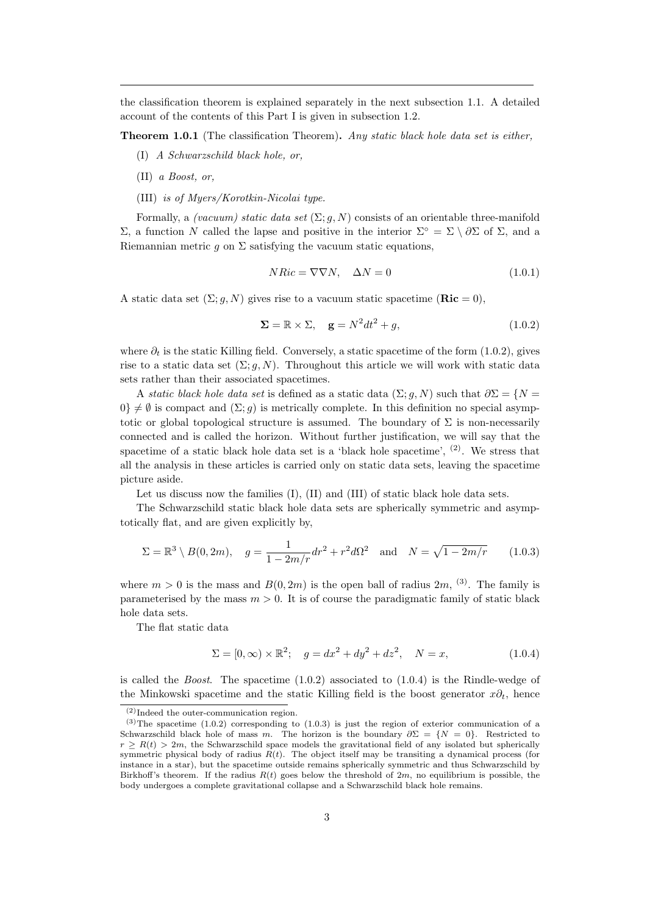the classification theorem is explained separately in the next subsection 1.1. A detailed account of the contents of this Part I is given in subsection 1.2.

**Theorem 1.0.1** (The classification Theorem)**.** *Any static black hole data set is either,*

(I) *A Schwarzschild black hole, or,*

(II) *a Boost, or,*

(III) *is of Myers/Korotkin-Nicolai type.*

Formally, a *(vacuum) static data set* $(\Sigma; g, N)$ consists of an orientable three-manifold $\Sigma$, a function $N$ called the lapse and positive in the interior $\Sigma^\circ = \Sigma \setminus \partial\Sigma$ of $\Sigma$, and a Riemannian metric $g$ on $\Sigma$ satisfying the vacuum static equations,

$$N Ric = \nabla\nabla N, \quad \Delta N = 0 \tag{1.0.1}$$

A static data set $(\Sigma; g, N)$ gives rise to a vacuum static spacetime ($\mathbf{Ric} = 0$),

$$\mathbf{\Sigma} = \mathbb{R} \times \Sigma, \quad \mathbf{g} = N^2 dt^2 + g, \tag{1.0.2}$$

where $\partial_t$ is the static Killing field. Conversely, a static spacetime of the form (1.0.2), gives rise to a static data set $(\Sigma; g, N)$. Throughout this article we will work with static data sets rather than their associated spacetimes.

A *static black hole data set* is defined as a static data $(\Sigma; g, N)$ such that $\partial\Sigma = \{N = 0\} \neq \emptyset$ is compact and $(\Sigma; g)$ is metrically complete. In this definition no special asymptotic or global topological structure is assumed. The boundary of $\Sigma$ is non-necessarily connected and is called the horizon. Without further justification, we will say that the spacetime of a static black hole data set is a 'black hole spacetime', [(2)]. We stress that all the analysis in these articles is carried only on static data sets, leaving the spacetime picture aside.

Let us discuss now the families (I), (II) and (III) of static black hole data sets.

The Schwarzschild static black hole data sets are spherically symmetric and asymptotically flat, and are given explicitly by,

$$\Sigma = \mathbb{R}^3 \setminus B(0, 2m), \quad g = \frac{1}{1 - 2m/r} dr^2 + r^2 d\Omega^2 \quad \text{and} \quad N = \sqrt{1 - 2m/r} \tag{1.0.3}$$

where $m > 0$ is the mass and $B(0, 2m)$ is the open ball of radius $2m$, [(3)]. The family is parameterised by the mass $m > 0$. It is of course the paradigmatic family of static black hole data sets.

The flat static data

$$\Sigma = [0, \infty) \times \mathbb{R}^2; \quad g = dx^2 + dy^2 + dz^2, \quad N = x, \tag{1.0.4}$$

is called the *Boost*. The spacetime (1.0.2) associated to (1.0.4) is the Rindle-wedge of the Minkowski spacetime and the static Killing field is the boost generator $x\partial_t$, hence

---

[(2)] Indeed the outer-communication region.

[(3)] The spacetime (1.0.2) corresponding to (1.0.3) is just the region of exterior communication of a Schwarzschild black hole of mass $m$. The horizon is the boundary $\partial\Sigma = \{N = 0\}$. Restricted to $r \geq R(t) > 2m$, the Schwarzschild space models the gravitational field of any isolated but spherically symmetric physical body of radius $R(t)$. The object itself may be transiting a dynamical process (for instance in a star), but the spacetime outside remains spherically symmetric and thus Schwarzschild by Birkhoff's theorem. If the radius $R(t)$ goes below the threshold of $2m$, no equilibrium is possible, the body undergoes a complete gravitational collapse and a Schwarzschild black hole remains.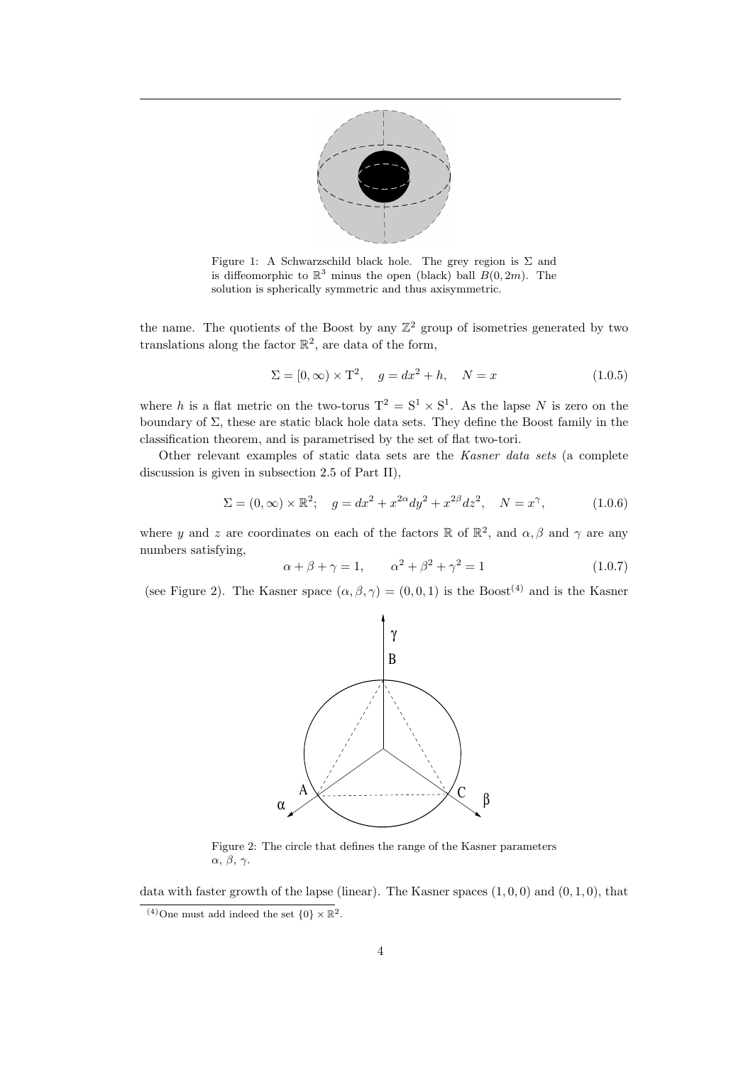Figure 1: A Schwarzschild black hole. The grey region is $\Sigma$ and is diffeomorphic to $\mathbb{R}^3$ minus the open (black) ball $B(0, 2m)$. The solution is spherically symmetric and thus axisymmetric.

the name. The quotients of the Boost by any $\mathbb{Z}^2$ group of isometries generated by two translations along the factor $\mathbb{R}^2$, are data of the form,

$$\Sigma = [0, \infty) \times \mathrm{T}^2, \quad g = dx^2 + h, \quad N = x \tag{1.0.5}$$

where $h$ is a flat metric on the two-torus $\mathrm{T}^2 = \mathrm{S}^1 \times \mathrm{S}^1$. As the lapse $N$ is zero on the boundary of $\Sigma$, these are static black hole data sets. They define the Boost family in the classification theorem, and is parametrised by the set of flat two-tori.

Other relevant examples of static data sets are the *Kasner data sets* (a complete discussion is given in subsection 2.5 of Part II),

$$\Sigma = (0, \infty) \times \mathbb{R}^2; \quad g = dx^2 + x^{2\alpha} dy^2 + x^{2\beta} dz^2, \quad N = x^{\gamma}, \tag{1.0.6}$$

where $y$ and $z$ are coordinates on each of the factors $\mathbb{R}$ of $\mathbb{R}^2$, and $\alpha, \beta$ and $\gamma$ are any numbers satisfying,

$$\alpha + \beta + \gamma = 1, \qquad \alpha^2 + \beta^2 + \gamma^2 = 1 \tag{1.0.7}$$

(see Figure 2). The Kasner space $(\alpha, \beta, \gamma) = (0, 0, 1)$ is the Boost[4] and is the Kasner

Figure 2: The circle that defines the range of the Kasner parameters $\alpha$, $\beta$, $\gamma$.

data with faster growth of the lapse (linear). The Kasner spaces $(1, 0, 0)$ and $(0, 1, 0)$, that

[4] One must add indeed the set $\{0\} \times \mathbb{R}^2$.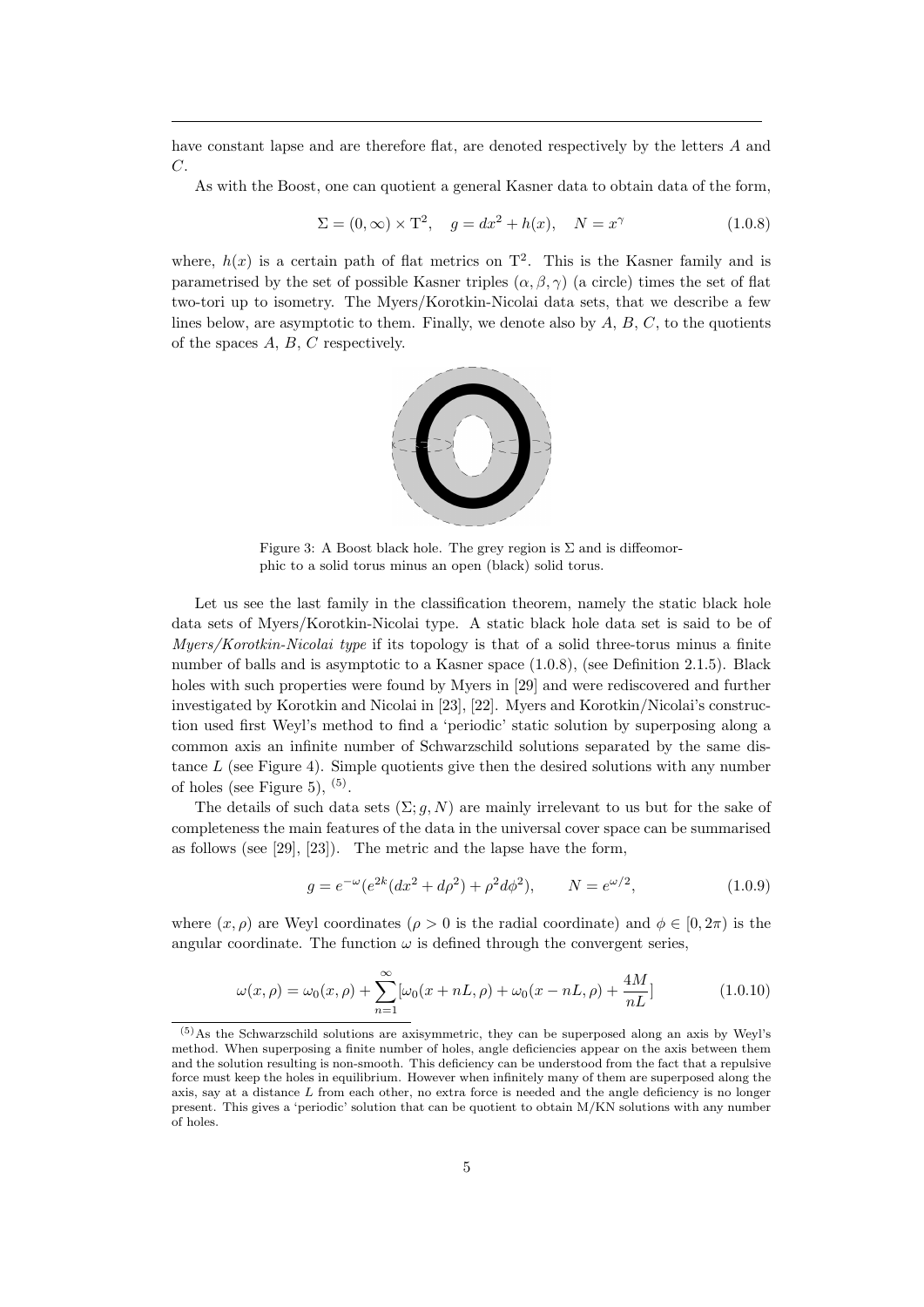have constant lapse and are therefore flat, are denoted respectively by the letters $A$ and $C$.

As with the Boost, one can quotient a general Kasner data to obtain data of the form,

$$\Sigma = (0, \infty) \times \mathrm{T}^2, \quad g = dx^2 + h(x), \quad N = x^\gamma \tag{1.0.8}$$

where, $h(x)$ is a certain path of flat metrics on $\mathrm{T}^2$. This is the Kasner family and is parametrised by the set of possible Kasner triples $(\alpha, \beta, \gamma)$ (a circle) times the set of flat two-tori up to isometry. The Myers/Korotkin-Nicolai data sets, that we describe a few lines below, are asymptotic to them. Finally, we denote also by $A$, $B$, $C$, to the quotients of the spaces $A$, $B$, $C$ respectively.

Figure 3: A Boost black hole. The grey region is $\Sigma$ and is diffeomorphic to a solid torus minus an open (black) solid torus.

Let us see the last family in the classification theorem, namely the static black hole data sets of Myers/Korotkin-Nicolai type. A static black hole data set is said to be of *Myers/Korotkin-Nicolai type* if its topology is that of a solid three-torus minus a finite number of balls and is asymptotic to a Kasner space (1.0.8), (see Definition 2.1.5). Black holes with such properties were found by Myers in [29] and were rediscovered and further investigated by Korotkin and Nicolai in [23], [22]. Myers and Korotkin/Nicolai's construction used first Weyl's method to find a 'periodic' static solution by superposing along a common axis an infinite number of Schwarzschild solutions separated by the same distance $L$ (see Figure 4). Simple quotients give then the desired solutions with any number of holes (see Figure 5), [5].

The details of such data sets $(\Sigma; g, N)$ are mainly irrelevant to us but for the sake of completeness the main features of the data in the universal cover space can be summarised as follows (see [29], [23]). The metric and the lapse have the form,

$$g = e^{-\omega}(e^{2k}(dx^2 + d\rho^2) + \rho^2 d\phi^2), \qquad N = e^{\omega/2}, \tag{1.0.9}$$

where $(x, \rho)$ are Weyl coordinates ($\rho > 0$ is the radial coordinate) and $\phi \in [0, 2\pi)$ is the angular coordinate. The function $\omega$ is defined through the convergent series,

$$\omega(x, \rho) = \omega_0(x, \rho) + \sum_{n=1}^{\infty} [\omega_0(x + nL, \rho) + \omega_0(x - nL, \rho) + \frac{4M}{nL}] \tag{1.0.10}$$

[5] As the Schwarzschild solutions are axisymmetric, they can be superposed along an axis by Weyl's method. When superposing a finite number of holes, angle deficiencies appear on the axis between them and the solution resulting is non-smooth. This deficiency can be understood from the fact that a repulsive force must keep the holes in equilibrium. However when infinitely many of them are superposed along the axis, say at a distance $L$ from each other, no extra force is needed and the angle deficiency is no longer present. This gives a 'periodic' solution that can be quotient to obtain M/KN solutions with any number of holes.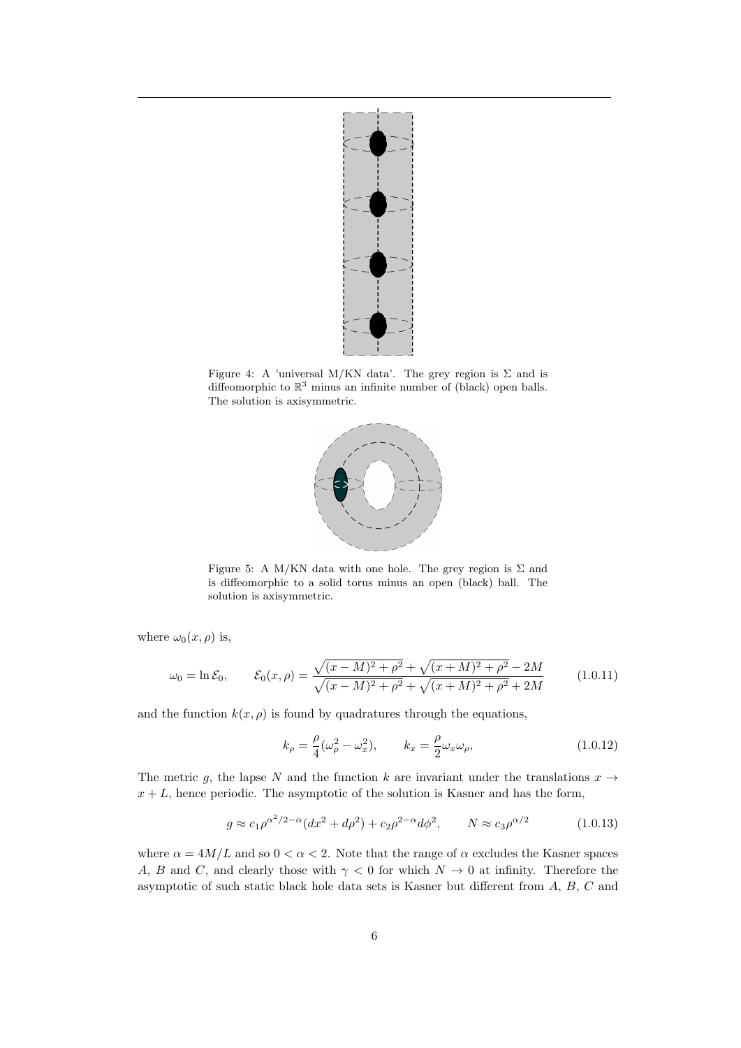Figure 4: A 'universal M/KN data'. The grey region is $\Sigma$ and is diffeomorphic to $\mathbb{R}^3$ minus an infinite number of (black) open balls. The solution is axisymmetric.

Figure 5: A M/KN data with one hole. The grey region is $\Sigma$ and is diffeomorphic to a solid torus minus an open (black) ball. The solution is axisymmetric.

where $\omega_0(x,\rho)$ is,

$$\omega_0 = \ln \mathcal{E}_0, \qquad \mathcal{E}_0(x,\rho) = \frac{\sqrt{(x-M)^2+\rho^2}+\sqrt{(x+M)^2+\rho^2}-2M}{\sqrt{(x-M)^2+\rho^2}+\sqrt{(x+M)^2+\rho^2}+2M} \tag{1.0.11}$$

and the function $k(x,\rho)$ is found by quadratures through the equations,

$$k_\rho = \frac{\rho}{4}(\omega_\rho^2 - \omega_x^2), \qquad k_x = \frac{\rho}{2}\omega_x\omega_\rho, \tag{1.0.12}$$

The metric $g$, the lapse $N$ and the function $k$ are invariant under the translations $x \to x+L$, hence periodic. The asymptotic of the solution is Kasner and has the form,

$$g \approx c_1\rho^{\alpha^2/2-\alpha}(dx^2+d\rho^2) + c_2\rho^{2-\alpha}d\phi^2, \qquad N \approx c_3\rho^{\alpha/2} \tag{1.0.13}$$

where $\alpha = 4M/L$ and so $0 < \alpha < 2$. Note that the range of $\alpha$ excludes the Kasner spaces $A$, $B$ and $C$, and clearly those with $\gamma < 0$ for which $N \to 0$ at infinity. Therefore the asymptotic of such static black hole data sets is Kasner but different from $A$, $B$, $C$ and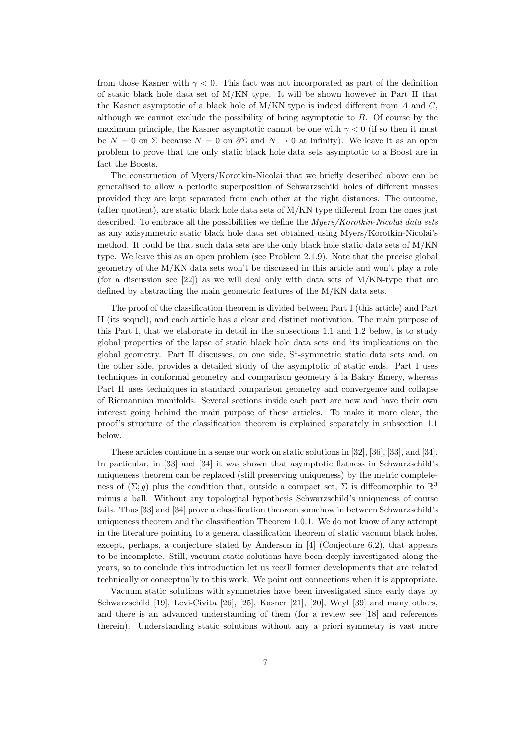from those Kasner with $\gamma < 0$. This fact was not incorporated as part of the definition of static black hole data set of M/KN type. It will be shown however in Part II that the Kasner asymptotic of a black hole of M/KN type is indeed different from $A$ and $C$, although we cannot exclude the possibility of being asymptotic to $B$. Of course by the maximum principle, the Kasner asymptotic cannot be one with $\gamma < 0$ (if so then it must be $N = 0$ on $\Sigma$ because $N = 0$ on $\partial\Sigma$ and $N \to 0$ at infinity). We leave it as an open problem to prove that the only static black hole data sets asymptotic to a Boost are in fact the Boosts.

The construction of Myers/Korotkin-Nicolai that we briefly described above can be generalised to allow a periodic superposition of Schwarzschild holes of different masses provided they are kept separated from each other at the right distances. The outcome, (after quotient), are static black hole data sets of M/KN type different from the ones just described. To embrace all the possibilities we define the *Myers/Korotkin-Nicolai data sets* as any axisymmetric static black hole data set obtained using Myers/Korotkin-Nicolai's method. It could be that such data sets are the only black hole static data sets of M/KN type. We leave this as an open problem (see Problem 2.1.9). Note that the precise global geometry of the M/KN data sets won't be discussed in this article and won't play a role (for a discussion see [22]) as we will deal only with data sets of M/KN-type that are defined by abstracting the main geometric features of the M/KN data sets.

The proof of the classification theorem is divided between Part I (this article) and Part II (its sequel), and each article has a clear and distinct motivation. The main purpose of this Part I, that we elaborate in detail in the subsections 1.1 and 1.2 below, is to study global properties of the lapse of static black hole data sets and its implications on the global geometry. Part II discusses, on one side, $S^1$-symmetric static data sets and, on the other side, provides a detailed study of the asymptotic of static ends. Part I uses techniques in conformal geometry and comparison geometry á la Bakry Émery, whereas Part II uses techniques in standard comparison geometry and convergence and collapse of Riemannian manifolds. Several sections inside each part are new and have their own interest going behind the main purpose of these articles. To make it more clear, the proof's structure of the classification theorem is explained separately in subsection 1.1 below.

These articles continue in a sense our work on static solutions in [32], [36], [33], and [34]. In particular, in [33] and [34] it was shown that asymptotic flatness in Schwarzschild's uniqueness theorem can be replaced (still preserving uniqueness) by the metric completeness of $(\Sigma; g)$ plus the condition that, outside a compact set, $\Sigma$ is diffeomorphic to $\mathbb{R}^3$ minus a ball. Without any topological hypothesis Schwarzschild's uniqueness of course fails. Thus [33] and [34] prove a classification theorem somehow in between Schwarzschild's uniqueness theorem and the classification Theorem 1.0.1. We do not know of any attempt in the literature pointing to a general classification theorem of static vacuum black holes, except, perhaps, a conjecture stated by Anderson in [4] (Conjecture 6.2), that appears to be incomplete. Still, vacuum static solutions have been deeply investigated along the years, so to conclude this introduction let us recall former developments that are related technically or conceptually to this work. We point out connections when it is appropriate.

Vacuum static solutions with symmetries have been investigated since early days by Schwarzschild [19], Levi-Civita [26], [25], Kasner [21], [20], Weyl [39] and many others, and there is an advanced understanding of them (for a review see [18] and references therein). Understanding static solutions without any a priori symmetry is vast more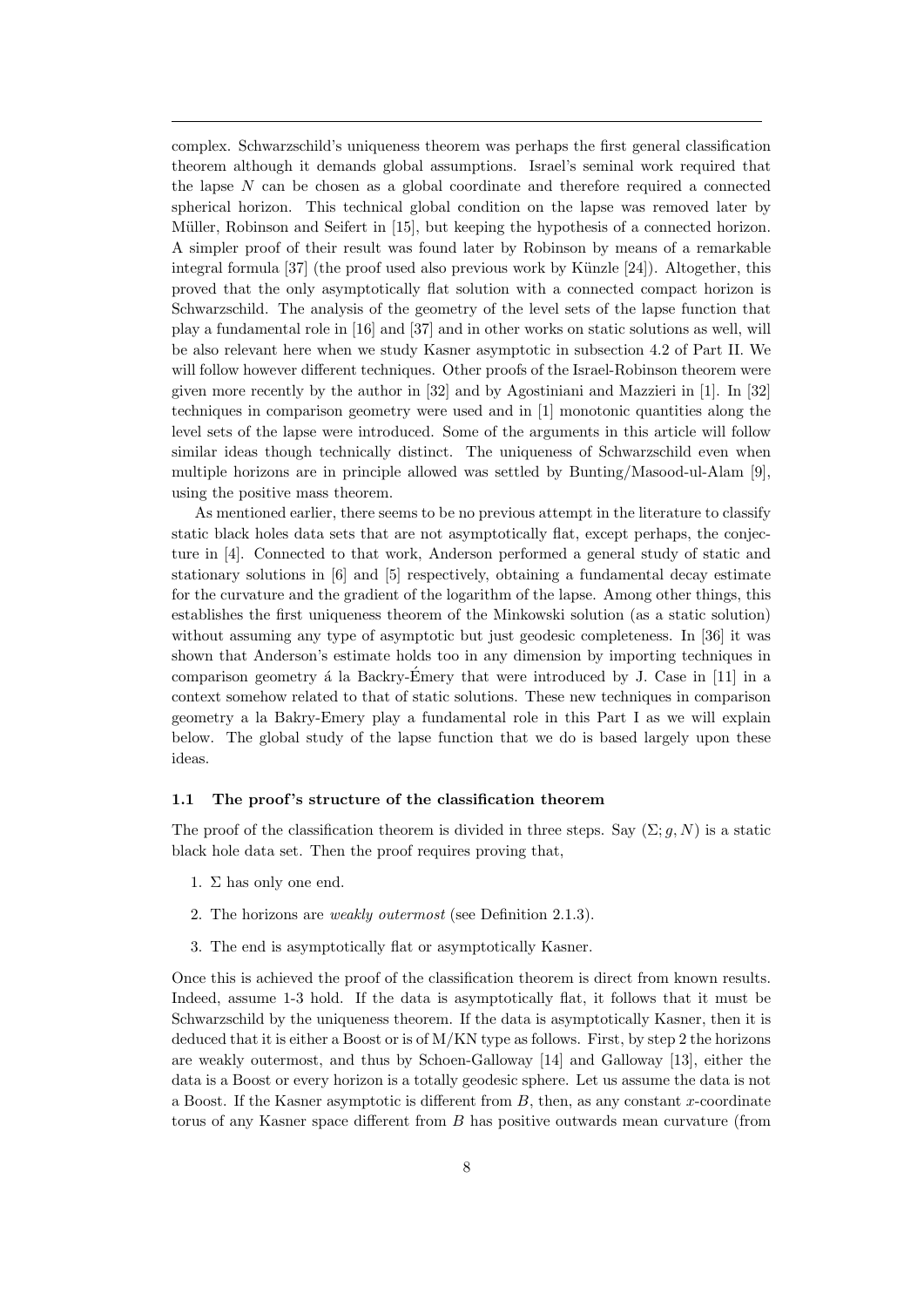complex. Schwarzschild's uniqueness theorem was perhaps the first general classification theorem although it demands global assumptions. Israel's seminal work required that the lapse $N$ can be chosen as a global coordinate and therefore required a connected spherical horizon. This technical global condition on the lapse was removed later by Müller, Robinson and Seifert in [15], but keeping the hypothesis of a connected horizon. A simpler proof of their result was found later by Robinson by means of a remarkable integral formula [37] (the proof used also previous work by Künzle [24]). Altogether, this proved that the only asymptotically flat solution with a connected compact horizon is Schwarzschild. The analysis of the geometry of the level sets of the lapse function that play a fundamental role in [16] and [37] and in other works on static solutions as well, will be also relevant here when we study Kasner asymptotic in subsection 4.2 of Part II. We will follow however different techniques. Other proofs of the Israel-Robinson theorem were given more recently by the author in [32] and by Agostiniani and Mazzieri in [1]. In [32] techniques in comparison geometry were used and in [1] monotonic quantities along the level sets of the lapse were introduced. Some of the arguments in this article will follow similar ideas though technically distinct. The uniqueness of Schwarzschild even when multiple horizons are in principle allowed was settled by Bunting/Masood-ul-Alam [9], using the positive mass theorem.

As mentioned earlier, there seems to be no previous attempt in the literature to classify static black holes data sets that are not asymptotically flat, except perhaps, the conjecture in [4]. Connected to that work, Anderson performed a general study of static and stationary solutions in [6] and [5] respectively, obtaining a fundamental decay estimate for the curvature and the gradient of the logarithm of the lapse. Among other things, this establishes the first uniqueness theorem of the Minkowski solution (as a static solution) without assuming any type of asymptotic but just geodesic completeness. In [36] it was shown that Anderson's estimate holds too in any dimension by importing techniques in comparison geometry á la Backry-Émery that were introduced by J. Case in [11] in a context somehow related to that of static solutions. These new techniques in comparison geometry a la Bakry-Emery play a fundamental role in this Part I as we will explain below. The global study of the lapse function that we do is based largely upon these ideas.

### 1.1 The proof's structure of the classification theorem

The proof of the classification theorem is divided in three steps. Say $(\Sigma; g, N)$ is a static black hole data set. Then the proof requires proving that,

1. $\Sigma$ has only one end.
2. The horizons are *weakly outermost* (see Definition 2.1.3).
3. The end is asymptotically flat or asymptotically Kasner.

Once this is achieved the proof of the classification theorem is direct from known results. Indeed, assume 1-3 hold. If the data is asymptotically flat, it follows that it must be Schwarzschild by the uniqueness theorem. If the data is asymptotically Kasner, then it is deduced that it is either a Boost or is of M/KN type as follows. First, by step 2 the horizons are weakly outermost, and thus by Schoen-Galloway [14] and Galloway [13], either the data is a Boost or every horizon is a totally geodesic sphere. Let us assume the data is not a Boost. If the Kasner asymptotic is different from $B$, then, as any constant $x$-coordinate torus of any Kasner space different from $B$ has positive outwards mean curvature (from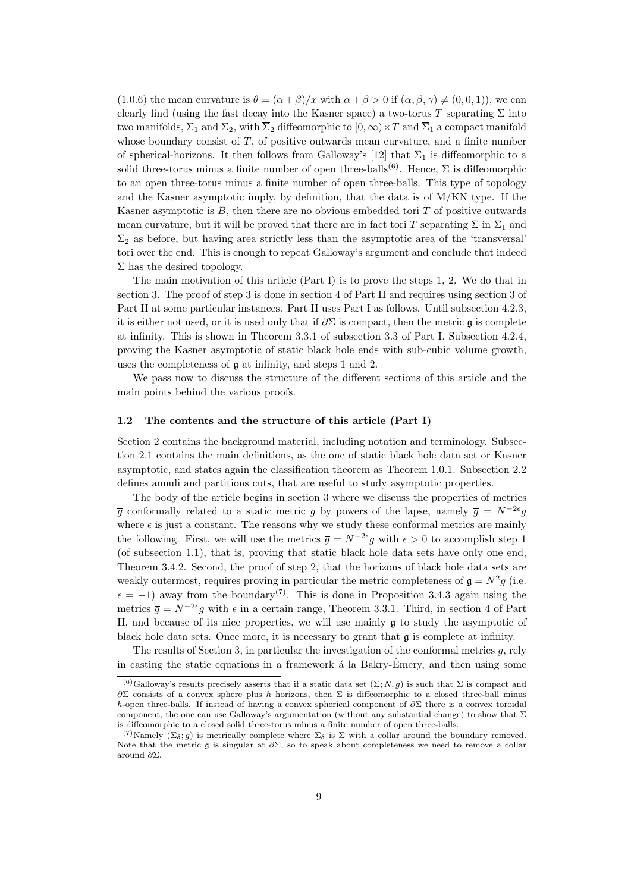(1.0.6) the mean curvature is $\theta = (\alpha+\beta)/x$ with $\alpha + \beta > 0$ if $(\alpha, \beta, \gamma) \neq (0,0,1)$), we can clearly find (using the fast decay into the Kasner space) a two-torus $T$ separating $\Sigma$ into two manifolds, $\Sigma_1$ and $\Sigma_2$, with $\overline{\Sigma}_2$ diffeomorphic to $[0,\infty)\times T$ and $\overline{\Sigma}_1$ a compact manifold whose boundary consist of $T$, of positive outwards mean curvature, and a finite number of spherical-horizons. It then follows from Galloway's [12] that $\overline{\Sigma}_1$ is diffeomorphic to a solid three-torus minus a finite number of open three-balls[(6)]. Hence, $\Sigma$ is diffeomorphic to an open three-torus minus a finite number of open three-balls. This type of topology and the Kasner asymptotic imply, by definition, that the data is of M/KN type. If the Kasner asymptotic is $B$, then there are no obvious embedded tori $T$ of positive outwards mean curvature, but it will be proved that there are in fact tori $T$ separating $\Sigma$ in $\Sigma_1$ and $\Sigma_2$ as before, but having area strictly less than the asymptotic area of the 'transversal' tori over the end. This is enough to repeat Galloway's argument and conclude that indeed $\Sigma$ has the desired topology.

The main motivation of this article (Part I) is to prove the steps 1, 2. We do that in section 3. The proof of step 3 is done in section 4 of Part II and requires using section 3 of Part II at some particular instances. Part II uses Part I as follows. Until subsection 4.2.3, it is either not used, or it is used only that if $\partial\Sigma$ is compact, then the metric $\mathfrak{g}$ is complete at infinity. This is shown in Theorem 3.3.1 of subsection 3.3 of Part I. Subsection 4.2.4, proving the Kasner asymptotic of static black hole ends with sub-cubic volume growth, uses the completeness of $\mathfrak{g}$ at infinity, and steps 1 and 2.

We pass now to discuss the structure of the different sections of this article and the main points behind the various proofs.

### 1.2 The contents and the structure of this article (Part I)

Section 2 contains the background material, including notation and terminology. Subsection 2.1 contains the main definitions, as the one of static black hole data set or Kasner asymptotic, and states again the classification theorem as Theorem 1.0.1. Subsection 2.2 defines annuli and partitions cuts, that are useful to study asymptotic properties.

The body of the article begins in section 3 where we discuss the properties of metrics $\overline{g}$ conformally related to a static metric $g$ by powers of the lapse, namely $\overline{g} = N^{-2\epsilon}g$ where $\epsilon$ is just a constant. The reasons why we study these conformal metrics are mainly the following. First, we will use the metrics $\overline{g} = N^{-2\epsilon}g$ with $\epsilon > 0$ to accomplish step 1 (of subsection 1.1), that is, proving that static black hole data sets have only one end, Theorem 3.4.2. Second, the proof of step 2, that the horizons of black hole data sets are weakly outermost, requires proving in particular the metric completeness of $\mathfrak{g} = N^2 g$ (i.e. $\epsilon = -1$) away from the boundary[(7)]. This is done in Proposition 3.4.3 again using the metrics $\overline{g} = N^{-2\epsilon}g$ with $\epsilon$ in a certain range, Theorem 3.3.1. Third, in section 4 of Part II, and because of its nice properties, we will use mainly $\mathfrak{g}$ to study the asymptotic of black hole data sets. Once more, it is necessary to grant that $\mathfrak{g}$ is complete at infinity.

The results of Section 3, in particular the investigation of the conformal metrics $\overline{g}$, rely in casting the static equations in a framework á la Bakry-Émery, and then using some

---

[(6)] Galloway's results precisely asserts that if a static data set $(\Sigma; N, g)$ is such that $\Sigma$ is compact and $\partial\Sigma$ consists of a convex sphere plus $h$ horizons, then $\Sigma$ is diffeomorphic to a closed three-ball minus $h$-open three-balls. If instead of having a convex spherical component of $\partial\Sigma$ there is a convex toroidal component, the one can use Galloway's argumentation (without any substantial change) to show that $\Sigma$ is diffeomorphic to a closed solid three-torus minus a finite number of open three-balls.

[(7)] Namely $(\Sigma_\delta; \overline{g})$ is metrically complete where $\Sigma_\delta$ is $\Sigma$ with a collar around the boundary removed. Note that the metric $\mathfrak{g}$ is singular at $\partial\Sigma$, so to speak about completeness we need to remove a collar around $\partial\Sigma$.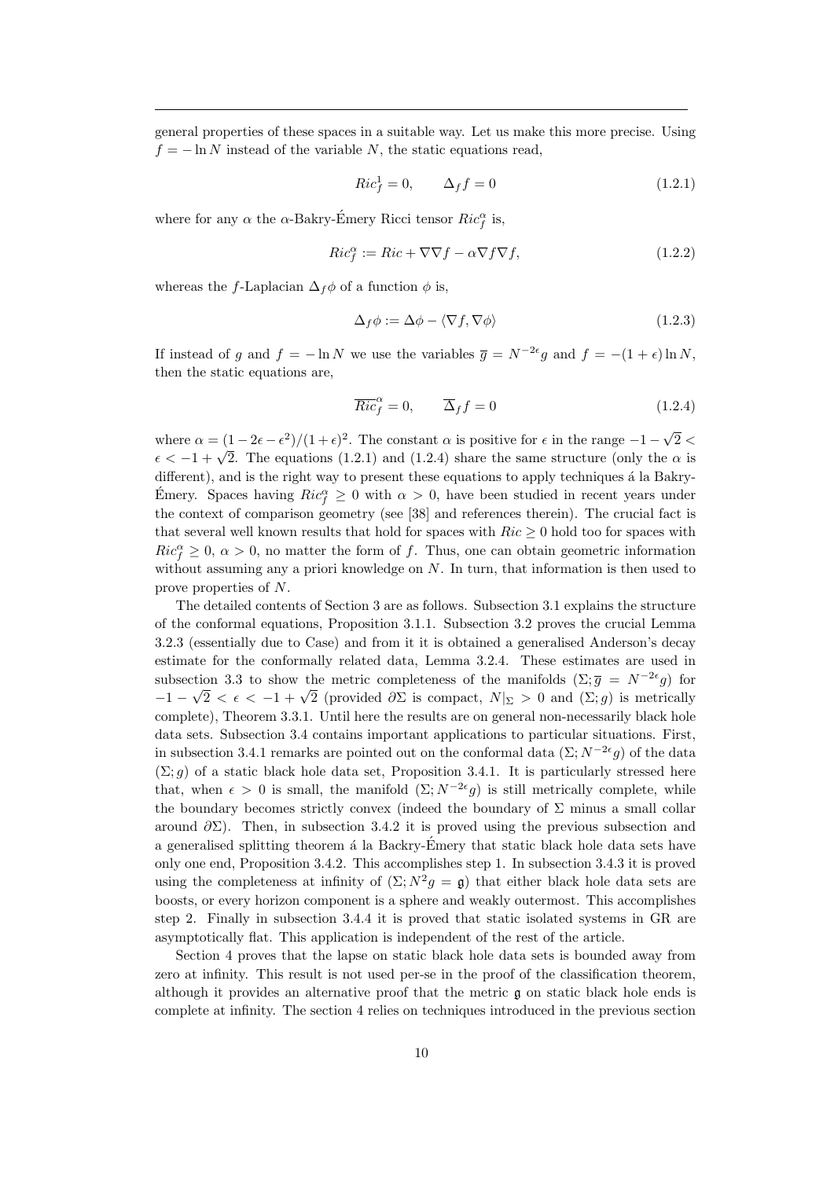general properties of these spaces in a suitable way. Let us make this more precise. Using $f = -\ln N$ instead of the variable $N$, the static equations read,

$$Ric^1_f = 0, \qquad \Delta_f f = 0 \tag{1.2.1}$$

where for any $\alpha$ the $\alpha$-Bakry-Émery Ricci tensor $Ric^\alpha_f$ is,

$$Ric^\alpha_f := Ric + \nabla\nabla f - \alpha \nabla f \nabla f, \tag{1.2.2}$$

whereas the $f$-Laplacian $\Delta_f \phi$ of a function $\phi$ is,

$$\Delta_f \phi := \Delta \phi - \langle \nabla f, \nabla \phi \rangle \tag{1.2.3}$$

If instead of $g$ and $f = -\ln N$ we use the variables $\overline{g} = N^{-2\epsilon} g$ and $f = -(1+\epsilon)\ln N$, then the static equations are,

$$\overline{Ric}^\alpha_f = 0, \qquad \overline{\Delta}_f f = 0 \tag{1.2.4}$$

where $\alpha = (1 - 2\epsilon - \epsilon^2)/(1+\epsilon)^2$. The constant $\alpha$ is positive for $\epsilon$ in the range $-1-\sqrt{2} < \epsilon < -1+\sqrt{2}$. The equations (1.2.1) and (1.2.4) share the same structure (only the $\alpha$ is different), and is the right way to present these equations to apply techniques á la Bakry-Émery. Spaces having $Ric^\alpha_f \geq 0$ with $\alpha > 0$, have been studied in recent years under the context of comparison geometry (see [38] and references therein). The crucial fact is that several well known results that hold for spaces with $Ric \geq 0$ hold too for spaces with $Ric^\alpha_f \geq 0$, $\alpha > 0$, no matter the form of $f$. Thus, one can obtain geometric information without assuming any a priori knowledge on $N$. In turn, that information is then used to prove properties of $N$.

The detailed contents of Section 3 are as follows. Subsection 3.1 explains the structure of the conformal equations, Proposition 3.1.1. Subsection 3.2 proves the crucial Lemma 3.2.3 (essentially due to Case) and from it it is obtained a generalised Anderson's decay estimate for the conformally related data, Lemma 3.2.4. These estimates are used in subsection 3.3 to show the metric completeness of the manifolds $(\Sigma; \overline{g} = N^{-2\epsilon} g)$ for $-1-\sqrt{2} < \epsilon < -1+\sqrt{2}$ (provided $\partial\Sigma$ is compact, $N|_\Sigma > 0$ and $(\Sigma; g)$ is metrically complete), Theorem 3.3.1. Until here the results are on general non-necessarily black hole data sets. Subsection 3.4 contains important applications to particular situations. First, in subsection 3.4.1 remarks are pointed out on the conformal data $(\Sigma; N^{-2\epsilon} g)$ of the data $(\Sigma; g)$ of a static black hole data set, Proposition 3.4.1. It is particularly stressed here that, when $\epsilon > 0$ is small, the manifold $(\Sigma; N^{-2\epsilon} g)$ is still metrically complete, while the boundary becomes strictly convex (indeed the boundary of $\Sigma$ minus a small collar around $\partial\Sigma$). Then, in subsection 3.4.2 it is proved using the previous subsection and a generalised splitting theorem á la Backry-Émery that static black hole data sets have only one end, Proposition 3.4.2. This accomplishes step 1. In subsection 3.4.3 it is proved using the completeness at infinity of $(\Sigma; N^2 g = \mathfrak{g})$ that either black hole data sets are boosts, or every horizon component is a sphere and weakly outermost. This accomplishes step 2. Finally in subsection 3.4.4 it is proved that static isolated systems in GR are asymptotically flat. This application is independent of the rest of the article.

Section 4 proves that the lapse on static black hole data sets is bounded away from zero at infinity. This result is not used per-se in the proof of the classification theorem, although it provides an alternative proof that the metric $\mathfrak{g}$ on static black hole ends is complete at infinity. The section 4 relies on techniques introduced in the previous section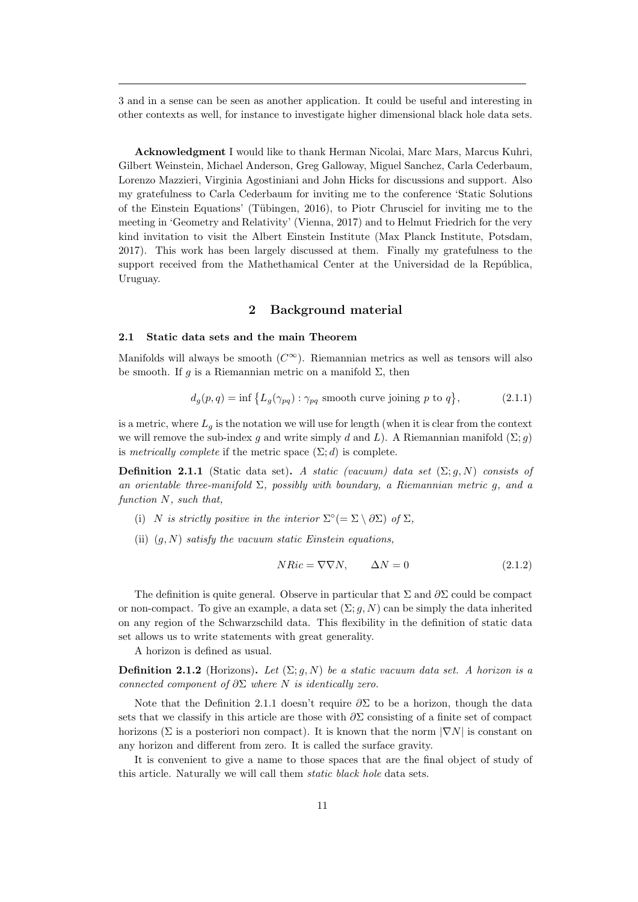3 and in a sense can be seen as another application. It could be useful and interesting in other contexts as well, for instance to investigate higher dimensional black hole data sets.

**Acknowledgment** I would like to thank Herman Nicolai, Marc Mars, Marcus Kuhri, Gilbert Weinstein, Michael Anderson, Greg Galloway, Miguel Sanchez, Carla Cederbaum, Lorenzo Mazzieri, Virginia Agostiniani and John Hicks for discussions and support. Also my gratefulness to Carla Cederbaum for inviting me to the conference 'Static Solutions of the Einstein Equations' (Tübingen, 2016), to Piotr Chrusciel for inviting me to the meeting in 'Geometry and Relativity' (Vienna, 2017) and to Helmut Friedrich for the very kind invitation to visit the Albert Einstein Institute (Max Planck Institute, Potsdam, 2017). This work has been largely discussed at them. Finally my gratefulness to the support received from the Mathethamical Center at the Universidad de la República, Uruguay.

## 2 Background material

### 2.1 Static data sets and the main Theorem

Manifolds will always be smooth ($C^{\infty}$). Riemannian metrics as well as tensors will also be smooth. If $g$ is a Riemannian metric on a manifold $\Sigma$, then

$$d_g(p,q) = \inf \big\{ L_g(\gamma_{pq}) : \gamma_{pq} \text{ smooth curve joining } p \text{ to } q \big\}, \tag{2.1.1}$$

is a metric, where $L_g$ is the notation we will use for length (when it is clear from the context we will remove the sub-index $g$ and write simply $d$ and $L$). A Riemannian manifold $(\Sigma; g)$ is *metrically complete* if the metric space $(\Sigma; d)$ is complete.

**Definition 2.1.1** (Static data set)**.** *A static (vacuum) data set $(\Sigma; g, N)$ consists of an orientable three-manifold $\Sigma$, possibly with boundary, a Riemannian metric $g$, and a function $N$, such that,*

(i) *$N$ is strictly positive in the interior $\Sigma^{\circ} (= \Sigma \setminus \partial\Sigma)$ of $\Sigma$,*

(ii) *$(g, N)$ satisfy the vacuum static Einstein equations,*

$$N Ric = \nabla\nabla N, \qquad \Delta N = 0 \tag{2.1.2}$$

The definition is quite general. Observe in particular that $\Sigma$ and $\partial\Sigma$ could be compact or non-compact. To give an example, a data set $(\Sigma; g, N)$ can be simply the data inherited on any region of the Schwarzschild data. This flexibility in the definition of static data set allows us to write statements with great generality.

A horizon is defined as usual.

**Definition 2.1.2** (Horizons)**.** *Let $(\Sigma; g, N)$ be a static vacuum data set. A horizon is a connected component of $\partial\Sigma$ where $N$ is identically zero.*

Note that the Definition 2.1.1 doesn't require $\partial\Sigma$ to be a horizon, though the data sets that we classify in this article are those with $\partial\Sigma$ consisting of a finite set of compact horizons ($\Sigma$ is a posteriori non compact). It is known that the norm $|\nabla N|$ is constant on any horizon and different from zero. It is called the surface gravity.

It is convenient to give a name to those spaces that are the final object of study of this article. Naturally we will call them *static black hole* data sets.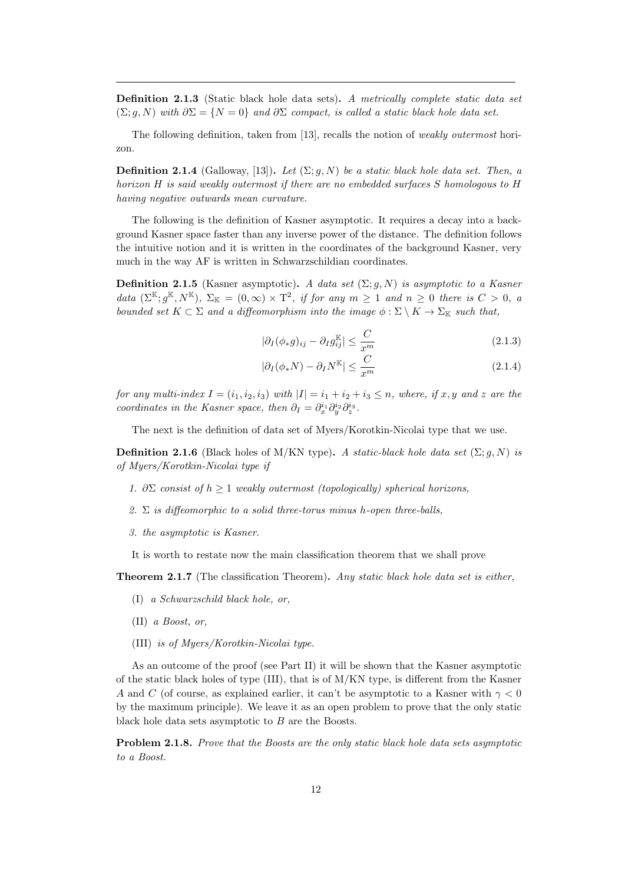**Definition 2.1.3** (Static black hole data sets)**.** *A metrically complete static data set $(\Sigma; g, N)$ with $\partial\Sigma = \{N = 0\}$ and $\partial\Sigma$ compact, is called a static black hole data set.*

The following definition, taken from [13], recalls the notion of *weakly outermost* horizon.

**Definition 2.1.4** (Galloway, [13])**.** *Let $(\Sigma; g, N)$ be a static black hole data set. Then, a horizon $H$ is said weakly outermost if there are no embedded surfaces $S$ homologous to $H$ having negative outwards mean curvature.*

The following is the definition of Kasner asymptotic. It requires a decay into a background Kasner space faster than any inverse power of the distance. The definition follows the intuitive notion and it is written in the coordinates of the background Kasner, very much in the way AF is written in Schwarzschildian coordinates.

**Definition 2.1.5** (Kasner asymptotic)**.** *A data set $(\Sigma; g, N)$ is asymptotic to a Kasner data $(\Sigma^{\mathbb{K}}; g^{\mathbb{K}}, N^{\mathbb{K}})$, $\Sigma_{\mathbb{K}} = (0,\infty) \times \mathrm{T}^2$, if for any $m \geq 1$ and $n \geq 0$ there is $C > 0$, a bounded set $K \subset \Sigma$ and a diffeomorphism into the image $\phi : \Sigma \setminus K \to \Sigma_{\mathbb{K}}$ such that,*

$$|\partial_I(\phi_* g)_{ij} - \partial_I g^{\mathbb{K}}_{ij}| \leq \frac{C}{x^m} \tag{2.1.3}$$

$$|\partial_I(\phi_* N) - \partial_I N^{\mathbb{K}}| \leq \frac{C}{x^m} \tag{2.1.4}$$

*for any multi-index $I = (i_1, i_2, i_3)$ with $|I| = i_1 + i_2 + i_3 \leq n$, where, if $x, y$ and $z$ are the coordinates in the Kasner space, then $\partial_I = \partial_x^{i_1}\partial_y^{i_2}\partial_z^{i_3}$.*

The next is the definition of data set of Myers/Korotkin-Nicolai type that we use.

**Definition 2.1.6** (Black holes of M/KN type)**.** *A static-black hole data set $(\Sigma; g, N)$ is of Myers/Korotkin-Nicolai type if*

1. *$\partial\Sigma$ consist of $h \geq 1$ weakly outermost (topologically) spherical horizons,*
2. *$\Sigma$ is diffeomorphic to a solid three-torus minus $h$-open three-balls,*
3. *the asymptotic is Kasner.*

It is worth to restate now the main classification theorem that we shall prove

**Theorem 2.1.7** (The classification Theorem)**.** *Any static black hole data set is either,*

(I) *a Schwarzschild black hole, or,*

(II) *a Boost, or,*

(III) *is of Myers/Korotkin-Nicolai type.*

As an outcome of the proof (see Part II) it will be shown that the Kasner asymptotic of the static black holes of type (III), that is of M/KN type, is different from the Kasner $A$ and $C$ (of course, as explained earlier, it can't be asymptotic to a Kasner with $\gamma < 0$ by the maximum principle). We leave it as an open problem to prove that the only static black hole data sets asymptotic to $B$ are the Boosts.

**Problem 2.1.8.** *Prove that the Boosts are the only static black hole data sets asymptotic to a Boost.*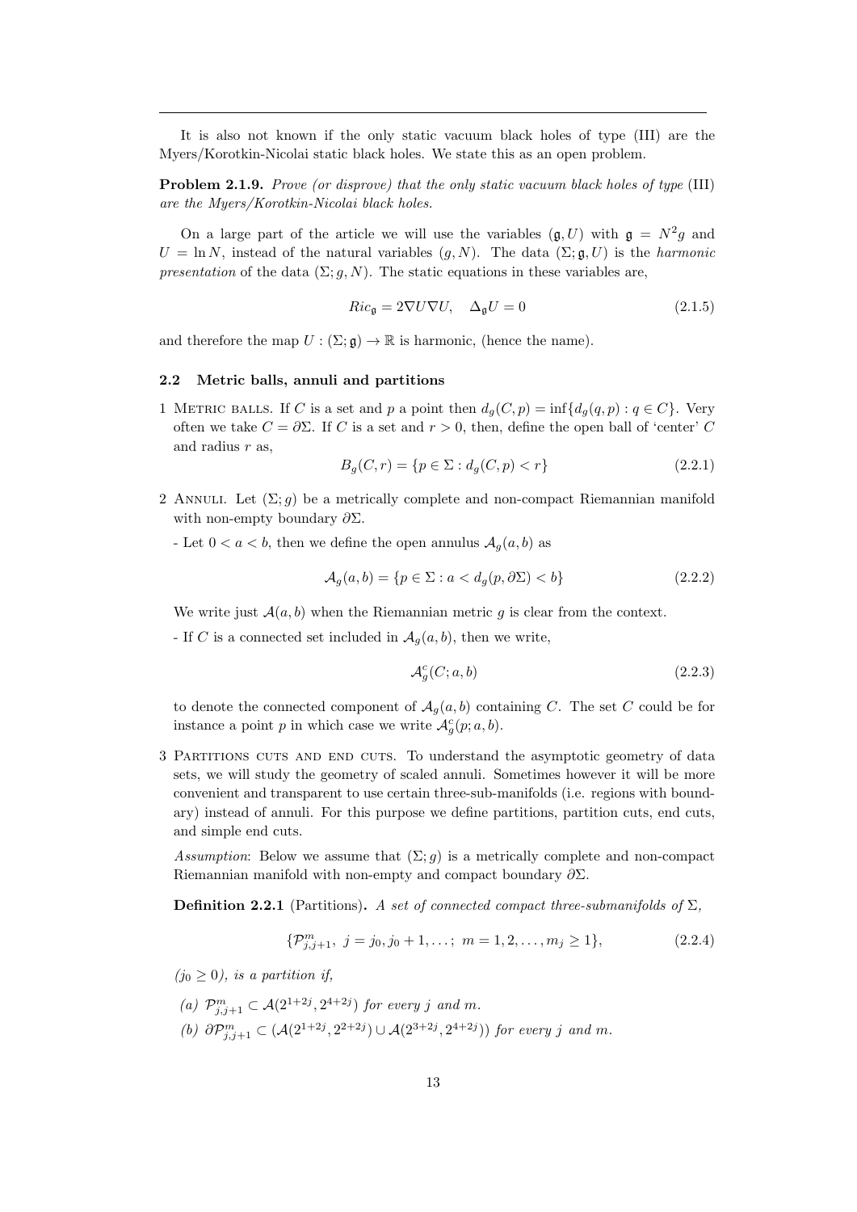It is also not known if the only static vacuum black holes of type (III) are the Myers/Korotkin-Nicolai static black holes. We state this as an open problem.

**Problem 2.1.9.** *Prove (or disprove) that the only static vacuum black holes of type* (III) *are the Myers/Korotkin-Nicolai black holes.*

On a large part of the article we will use the variables $(\mathfrak{g}, U)$ with $\mathfrak{g} = N^2 g$ and $U = \ln N$, instead of the natural variables $(g, N)$. The data $(\Sigma; \mathfrak{g}, U)$ is the *harmonic presentation* of the data $(\Sigma; g, N)$. The static equations in these variables are,

$$Ric_{\mathfrak{g}} = 2\nabla U \nabla U, \quad \Delta_{\mathfrak{g}} U = 0 \tag{2.1.5}$$

and therefore the map $U : (\Sigma; \mathfrak{g}) \to \mathbb{R}$ is harmonic, (hence the name).

### 2.2 Metric balls, annuli and partitions

1 Metric balls. If $C$ is a set and $p$ a point then $d_g(C, p) = \inf\{d_g(q, p) : q \in C\}$. Very often we take $C = \partial\Sigma$. If $C$ is a set and $r > 0$, then, define the open ball of 'center' $C$ and radius $r$ as,

$$B_g(C, r) = \{p \in \Sigma : d_g(C, p) < r\} \tag{2.2.1}$$

2 Annuli. Let $(\Sigma; g)$ be a metrically complete and non-compact Riemannian manifold with non-empty boundary $\partial\Sigma$.

- Let $0 < a < b$, then we define the open annulus $\mathcal{A}_g(a, b)$ as

$$\mathcal{A}_g(a, b) = \{p \in \Sigma : a < d_g(p, \partial\Sigma) < b\} \tag{2.2.2}$$

We write just $\mathcal{A}(a, b)$ when the Riemannian metric $g$ is clear from the context.

- If $C$ is a connected set included in $\mathcal{A}_g(a, b)$, then we write,

$$\mathcal{A}^c_g(C; a, b) \tag{2.2.3}$$

to denote the connected component of $\mathcal{A}_g(a, b)$ containing $C$. The set $C$ could be for instance a point $p$ in which case we write $\mathcal{A}^c_g(p; a, b)$.

3 Partitions cuts and end cuts. To understand the asymptotic geometry of data sets, we will study the geometry of scaled annuli. Sometimes however it will be more convenient and transparent to use certain three-sub-manifolds (i.e. regions with boundary) instead of annuli. For this purpose we define partitions, partition cuts, end cuts, and simple end cuts.

*Assumption*: Below we assume that $(\Sigma; g)$ is a metrically complete and non-compact Riemannian manifold with non-empty and compact boundary $\partial\Sigma$.

**Definition 2.2.1** (Partitions)**.** *A set of connected compact three-submanifolds of $\Sigma$,*

$$\{\mathcal{P}^m_{j,j+1},\ j = j_0, j_0 + 1, \ldots;\ m = 1, 2, \ldots, m_j \geq 1\}, \tag{2.2.4}$$

*($j_0 \geq 0$), is a partition if,*

*(a)* $\mathcal{P}^m_{j,j+1} \subset \mathcal{A}(2^{1+2j}, 2^{4+2j})$ *for every $j$ and $m$.*

*(b)* $\partial\mathcal{P}^m_{j,j+1} \subset (\mathcal{A}(2^{1+2j}, 2^{2+2j}) \cup \mathcal{A}(2^{3+2j}, 2^{4+2j}))$ *for every $j$ and $m$.*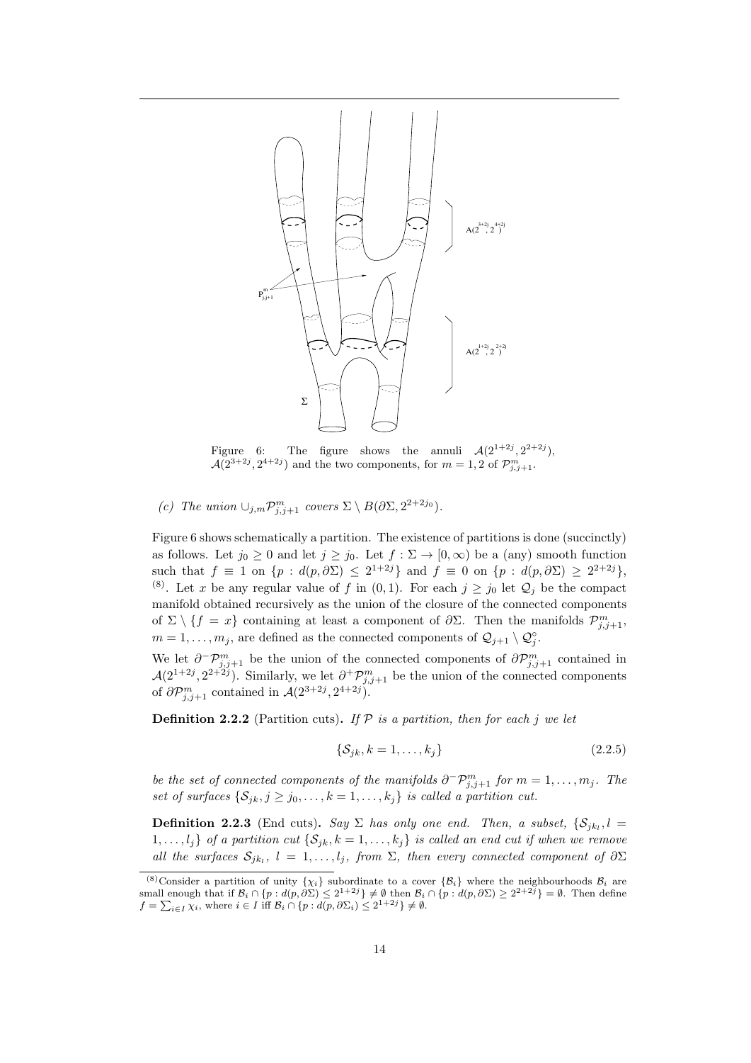Figure 6: The figure shows the annuli $\mathcal{A}(2^{1+2j}, 2^{2+2j})$, $\mathcal{A}(2^{3+2j}, 2^{4+2j})$ and the two components, for $m = 1, 2$ of $\mathcal{P}^m_{j,j+1}$.

*(c) The union $\cup_{j,m} \mathcal{P}^m_{j,j+1}$ covers $\Sigma \setminus B(\partial\Sigma, 2^{2+2j_0})$.*

Figure 6 shows schematically a partition. The existence of partitions is done (succinctly) as follows. Let $j_0 \geq 0$ and let $j \geq j_0$. Let $f : \Sigma \to [0, \infty)$ be a (any) smooth function such that $f \equiv 1$ on $\{p : d(p, \partial\Sigma) \leq 2^{1+2j}\}$ and $f \equiv 0$ on $\{p : d(p, \partial\Sigma) \geq 2^{2+2j}\}$, [8]. Let $x$ be any regular value of $f$ in $(0, 1)$. For each $j \geq j_0$ let $\mathcal{Q}_j$ be the compact manifold obtained recursively as the union of the closure of the connected components of $\Sigma \setminus \{f = x\}$ containing at least a component of $\partial\Sigma$. Then the manifolds $\mathcal{P}^m_{j,j+1}$, $m = 1, \ldots, m_j$, are defined as the connected components of $\mathcal{Q}_{j+1} \setminus \mathcal{Q}^\circ_j$.

We let $\partial^- \mathcal{P}^m_{j,j+1}$ be the union of the connected components of $\partial\mathcal{P}^m_{j,j+1}$ contained in $\mathcal{A}(2^{1+2j}, 2^{2+2j})$. Similarly, we let $\partial^+ \mathcal{P}^m_{j,j+1}$ be the union of the connected components of $\partial\mathcal{P}^m_{j,j+1}$ contained in $\mathcal{A}(2^{3+2j}, 2^{4+2j})$.

**Definition 2.2.2** (Partition cuts)**.** *If $\mathcal{P}$ is a partition, then for each $j$ we let*

$$\{\mathcal{S}_{jk}, k = 1, \ldots, k_j\} \tag{2.2.5}$$

*be the set of connected components of the manifolds $\partial^- \mathcal{P}^m_{j,j+1}$ for $m = 1, \ldots, m_j$. The set of surfaces $\{\mathcal{S}_{jk}, j \geq j_0, \ldots, k = 1, \ldots, k_j\}$ is called a partition cut.*

**Definition 2.2.3** (End cuts)**.** *Say $\Sigma$ has only one end. Then, a subset, $\{\mathcal{S}_{jk_l}, l = 1, \ldots, l_j\}$ of a partition cut $\{\mathcal{S}_{jk}, k = 1, \ldots, k_j\}$ is called an end cut if when we remove all the surfaces $\mathcal{S}_{jk_l}$, $l = 1, \ldots, l_j$, from $\Sigma$, then every connected component of $\partial\Sigma$*

[8] Consider a partition of unity $\{\chi_i\}$ subordinate to a cover $\{\mathcal{B}_i\}$ where the neighbourhoods $\mathcal{B}_i$ are small enough that if $\mathcal{B}_i \cap \{p : d(p, \partial\Sigma) \leq 2^{1+2j}\} \neq \emptyset$ then $\mathcal{B}_i \cap \{p : d(p, \partial\Sigma) \geq 2^{2+2j}\} = \emptyset$. Then define $f = \sum_{i \in I} \chi_i$, where $i \in I$ iff $\mathcal{B}_i \cap \{p : d(p, \partial\Sigma_i) \leq 2^{1+2j}\} \neq \emptyset$.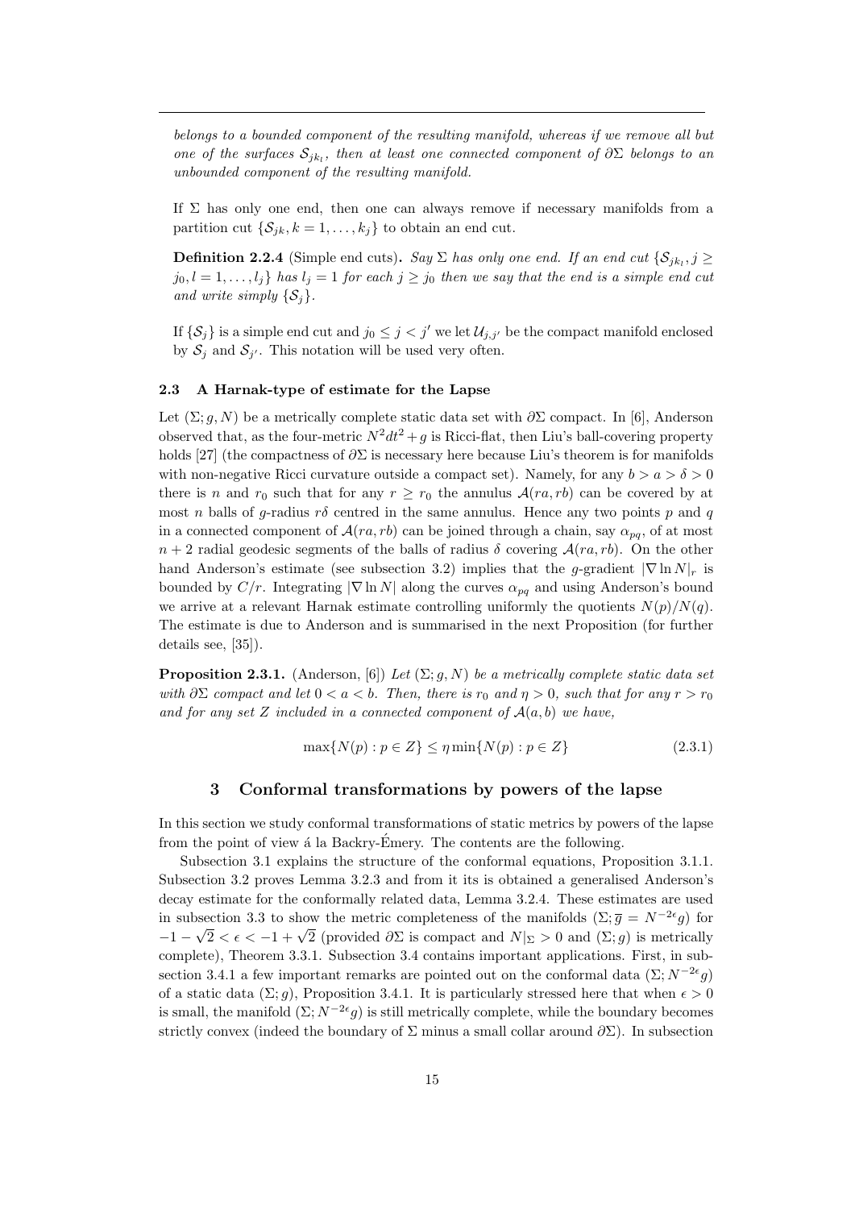*belongs to a bounded component of the resulting manifold, whereas if we remove all but one of the surfaces $\mathcal{S}_{jk_l}$, then at least one connected component of $\partial\Sigma$ belongs to an unbounded component of the resulting manifold.*

If $\Sigma$ has only one end, then one can always remove if necessary manifolds from a partition cut $\{\mathcal{S}_{jk}, k = 1, \ldots, k_j\}$ to obtain an end cut.

**Definition 2.2.4** (Simple end cuts)**.** *Say $\Sigma$ has only one end. If an end cut $\{\mathcal{S}_{jk_l}, j \geq j_0, l = 1, \ldots, l_j\}$ has $l_j = 1$ for each $j \geq j_0$ then we say that the end is a simple end cut and write simply $\{\mathcal{S}_j\}$.*

If $\{\mathcal{S}_j\}$ is a simple end cut and $j_0 \leq j < j'$ we let $\mathcal{U}_{j,j'}$ be the compact manifold enclosed by $\mathcal{S}_j$ and $\mathcal{S}_{j'}$. This notation will be used very often.

### 2.3 A Harnak-type of estimate for the Lapse

Let $(\Sigma; g, N)$ be a metrically complete static data set with $\partial\Sigma$ compact. In [6], Anderson observed that, as the four-metric $N^2dt^2 + g$ is Ricci-flat, then Liu's ball-covering property holds [27] (the compactness of $\partial\Sigma$ is necessary here because Liu's theorem is for manifolds with non-negative Ricci curvature outside a compact set). Namely, for any $b > a > \delta > 0$ there is $n$ and $r_0$ such that for any $r \geq r_0$ the annulus $\mathcal{A}(ra, rb)$ can be covered by at most $n$ balls of $g$-radius $r\delta$ centred in the same annulus. Hence any two points $p$ and $q$ in a connected component of $\mathcal{A}(ra, rb)$ can be joined through a chain, say $\alpha_{pq}$, of at most $n+2$ radial geodesic segments of the balls of radius $\delta$ covering $\mathcal{A}(ra, rb)$. On the other hand Anderson's estimate (see subsection 3.2) implies that the $g$-gradient $|\nabla \ln N|_r$ is bounded by $C/r$. Integrating $|\nabla \ln N|$ along the curves $\alpha_{pq}$ and using Anderson's bound we arrive at a relevant Harnak estimate controlling uniformly the quotients $N(p)/N(q)$. The estimate is due to Anderson and is summarised in the next Proposition (for further details see, [35]).

**Proposition 2.3.1.** (Anderson, [6]) *Let $(\Sigma; g, N)$ be a metrically complete static data set with $\partial\Sigma$ compact and let $0 < a < b$. Then, there is $r_0$ and $\eta > 0$, such that for any $r > r_0$ and for any set $Z$ included in a connected component of $\mathcal{A}(a, b)$ we have,*

$$\max\{N(p) : p \in Z\} \leq \eta \min\{N(p) : p \in Z\} \tag{2.3.1}$$

## 3 Conformal transformations by powers of the lapse

In this section we study conformal transformations of static metrics by powers of the lapse from the point of view á la Backry-Émery. The contents are the following.

Subsection 3.1 explains the structure of the conformal equations, Proposition 3.1.1. Subsection 3.2 proves Lemma 3.2.3 and from it its is obtained a generalised Anderson's decay estimate for the conformally related data, Lemma 3.2.4. These estimates are used in subsection 3.3 to show the metric completeness of the manifolds $(\Sigma; \overline{g} = N^{-2\epsilon}g)$ for $-1-\sqrt{2} < \epsilon < -1+\sqrt{2}$ (provided $\partial\Sigma$ is compact and $N|_\Sigma > 0$ and $(\Sigma; g)$ is metrically complete), Theorem 3.3.1. Subsection 3.4 contains important applications. First, in subsection 3.4.1 a few important remarks are pointed out on the conformal data $(\Sigma; N^{-2\epsilon}g)$ of a static data $(\Sigma; g)$, Proposition 3.4.1. It is particularly stressed here that when $\epsilon > 0$ is small, the manifold $(\Sigma; N^{-2\epsilon}g)$ is still metrically complete, while the boundary becomes strictly convex (indeed the boundary of $\Sigma$ minus a small collar around $\partial\Sigma$). In subsection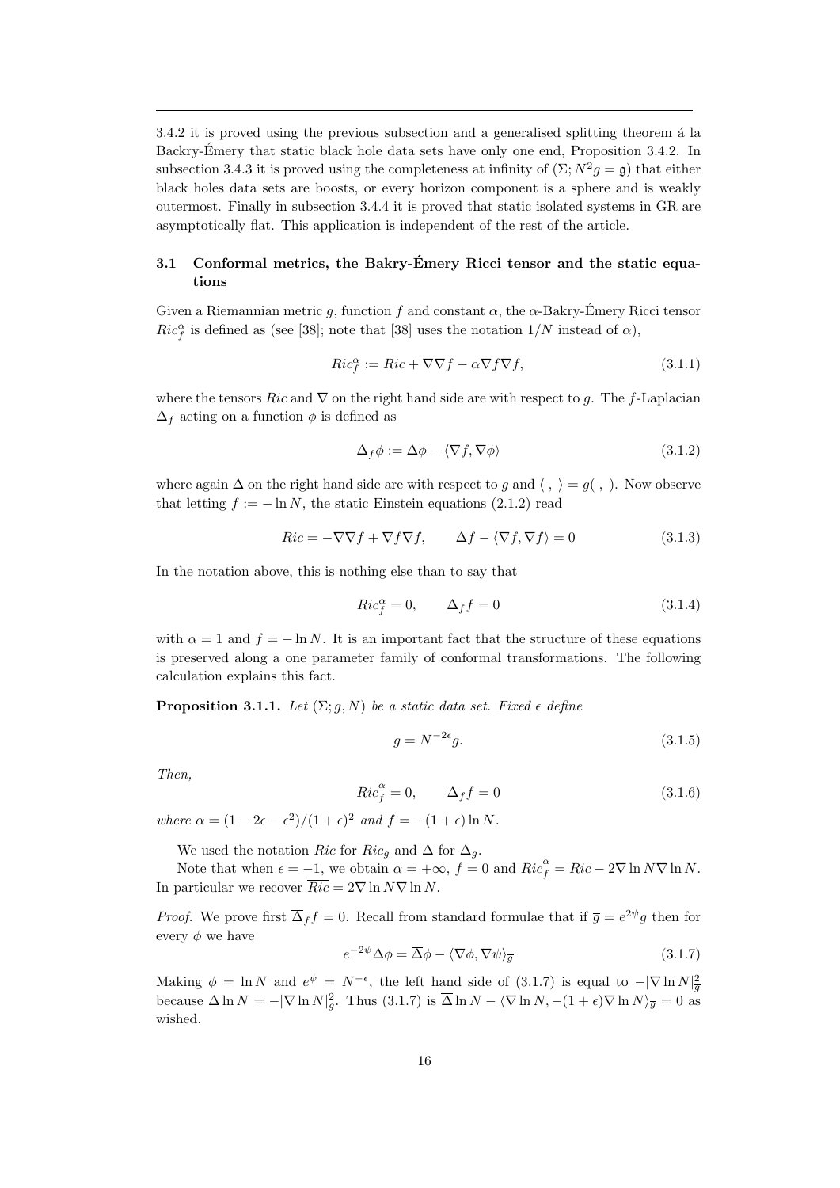3.4.2 it is proved using the previous subsection and a generalised splitting theorem á la Backry-Émery that static black hole data sets have only one end, Proposition 3.4.2. In subsection 3.4.3 it is proved using the completeness at infinity of $(\Sigma; N^2 g = \mathfrak{g})$ that either black holes data sets are boosts, or every horizon component is a sphere and is weakly outermost. Finally in subsection 3.4.4 it is proved that static isolated systems in GR are asymptotically flat. This application is independent of the rest of the article.

### 3.1 Conformal metrics, the Bakry-Émery Ricci tensor and the static equations

Given a Riemannian metric $g$, function $f$ and constant $\alpha$, the $\alpha$-Bakry-Émery Ricci tensor $Ric^{\alpha}_{f}$ is defined as (see [38]; note that [38] uses the notation $1/N$ instead of $\alpha$),

$$Ric^{\alpha}_{f} := Ric + \nabla\nabla f - \alpha \nabla f \nabla f, \tag{3.1.1}$$

where the tensors $Ric$ and $\nabla$ on the right hand side are with respect to $g$. The $f$-Laplacian $\Delta_f$ acting on a function $\phi$ is defined as

$$\Delta_f \phi := \Delta\phi - \langle \nabla f, \nabla \phi\rangle \tag{3.1.2}$$

where again $\Delta$ on the right hand side are with respect to $g$ and $\langle\ ,\ \rangle = g(\ ,\ )$. Now observe that letting $f := -\ln N$, the static Einstein equations (2.1.2) read

$$Ric = -\nabla\nabla f + \nabla f \nabla f, \qquad \Delta f - \langle \nabla f, \nabla f\rangle = 0 \tag{3.1.3}$$

In the notation above, this is nothing else than to say that

$$Ric^{\alpha}_{f} = 0, \qquad \Delta_f f = 0 \tag{3.1.4}$$

with $\alpha = 1$ and $f = -\ln N$. It is an important fact that the structure of these equations is preserved along a one parameter family of conformal transformations. The following calculation explains this fact.

**Proposition 3.1.1.** *Let $(\Sigma; g, N)$ be a static data set. Fixed $\epsilon$ define*

$$\overline{g} = N^{-2\epsilon} g. \tag{3.1.5}$$

*Then,*

$$\overline{Ric}^{\alpha}_{f} = 0, \qquad \overline{\Delta}_f f = 0 \tag{3.1.6}$$

*where $\alpha = (1 - 2\epsilon - \epsilon^2)/(1+\epsilon)^2$ and $f = -(1+\epsilon)\ln N$.*

We used the notation $\overline{Ric}$ for $Ric_{\overline{g}}$ and $\overline{\Delta}$ for $\Delta_{\overline{g}}$.

Note that when $\epsilon = -1$, we obtain $\alpha = +\infty$, $f = 0$ and $\overline{Ric}^{\alpha}_{f} = \overline{Ric} - 2\nabla \ln N \nabla \ln N$. In particular we recover $\overline{Ric} = 2\nabla \ln N \nabla \ln N$.

*Proof.* We prove first $\overline{\Delta}_f f = 0$. Recall from standard formulae that if $\overline{g} = e^{2\psi} g$ then for every $\phi$ we have

$$e^{-2\psi}\Delta\phi = \overline{\Delta}\phi - \langle \nabla\phi, \nabla\psi\rangle_{\overline{g}} \tag{3.1.7}$$

Making $\phi = \ln N$ and $e^{\psi} = N^{-\epsilon}$, the left hand side of (3.1.7) is equal to $-|\nabla \ln N|^2_{\overline{g}}$ because $\Delta \ln N = -|\nabla \ln N|^2_g$. Thus (3.1.7) is $\overline{\Delta}\ln N - \langle \nabla \ln N, -(1+\epsilon)\nabla \ln N\rangle_{\overline{g}} = 0$ as wished.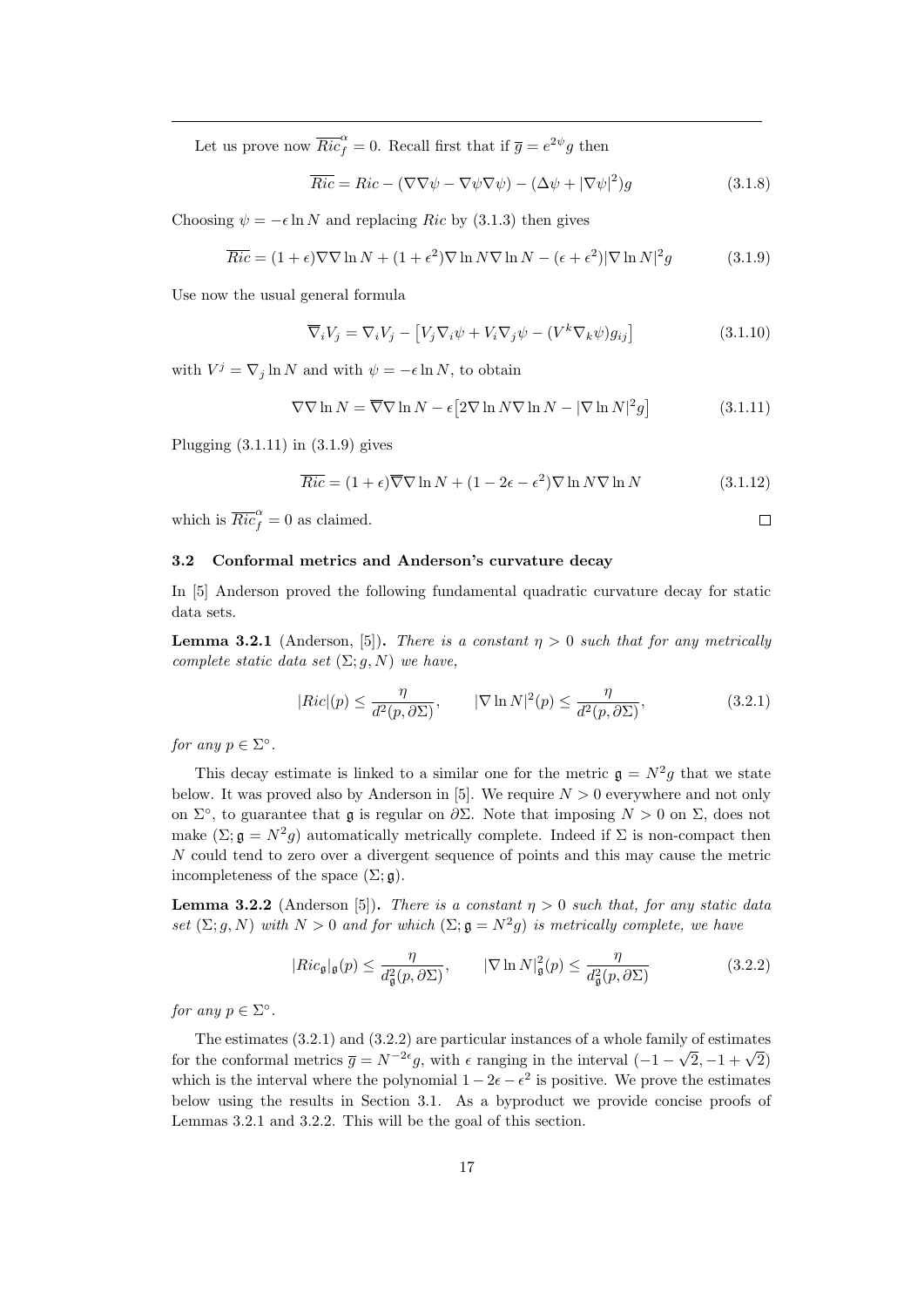Let us prove now $\overline{Ric}_f^\alpha = 0$. Recall first that if $\overline{g} = e^{2\psi} g$ then

$$\overline{Ric} = Ric - (\nabla\nabla\psi - \nabla\psi\nabla\psi) - (\Delta\psi + |\nabla\psi|^2)g \tag{3.1.8}$$

Choosing $\psi = -\epsilon \ln N$ and replacing $Ric$ by (3.1.3) then gives

$$\overline{Ric} = (1+\epsilon)\nabla\nabla \ln N + (1+\epsilon^2)\nabla \ln N \nabla \ln N - (\epsilon + \epsilon^2)|\nabla \ln N|^2 g \tag{3.1.9}$$

Use now the usual general formula

$$\overline{\nabla}_i V_j = \nabla_i V_j - \big[V_j \nabla_i \psi + V_i \nabla_j \psi - (V^k \nabla_k \psi) g_{ij}\big] \tag{3.1.10}$$

with $V^j = \nabla_j \ln N$ and with $\psi = -\epsilon \ln N$, to obtain

$$\nabla\nabla \ln N = \overline{\nabla}\nabla \ln N - \epsilon\big[2\nabla \ln N \nabla \ln N - |\nabla \ln N|^2 g\big] \tag{3.1.11}$$

Plugging (3.1.11) in (3.1.9) gives

$$\overline{Ric} = (1+\epsilon)\overline{\nabla}\nabla \ln N + (1 - 2\epsilon - \epsilon^2)\nabla \ln N \nabla \ln N \tag{3.1.12}$$

which is $\overline{Ric}_f^\alpha = 0$ as claimed. □

### 3.2 Conformal metrics and Anderson's curvature decay

In [5] Anderson proved the following fundamental quadratic curvature decay for static data sets.

**Lemma 3.2.1** (Anderson, [5])**.** *There is a constant $\eta > 0$ such that for any metrically complete static data set $(\Sigma; g, N)$ we have,*

$$|Ric|(p) \leq \frac{\eta}{d^2(p, \partial\Sigma)}, \qquad |\nabla \ln N|^2(p) \leq \frac{\eta}{d^2(p, \partial\Sigma)}, \tag{3.2.1}$$

*for any $p \in \Sigma^\circ$.*

This decay estimate is linked to a similar one for the metric $\mathfrak{g} = N^2 g$ that we state below. It was proved also by Anderson in [5]. We require $N > 0$ everywhere and not only on $\Sigma^\circ$, to guarantee that $\mathfrak{g}$ is regular on $\partial\Sigma$. Note that imposing $N > 0$ on $\Sigma$, does not make $(\Sigma; \mathfrak{g} = N^2 g)$ automatically metrically complete. Indeed if $\Sigma$ is non-compact then $N$ could tend to zero over a divergent sequence of points and this may cause the metric incompleteness of the space $(\Sigma; \mathfrak{g})$.

**Lemma 3.2.2** (Anderson [5])**.** *There is a constant $\eta > 0$ such that, for any static data set $(\Sigma; g, N)$ with $N > 0$ and for which $(\Sigma; \mathfrak{g} = N^2 g)$ is metrically complete, we have*

$$|Ric_{\mathfrak{g}}|_{\mathfrak{g}}(p) \leq \frac{\eta}{d^2_{\mathfrak{g}}(p, \partial\Sigma)}, \qquad |\nabla \ln N|^2_{\mathfrak{g}}(p) \leq \frac{\eta}{d^2_{\mathfrak{g}}(p, \partial\Sigma)} \tag{3.2.2}$$

*for any $p \in \Sigma^\circ$.*

The estimates (3.2.1) and (3.2.2) are particular instances of a whole family of estimates for the conformal metrics $\overline{g} = N^{-2\epsilon} g$, with $\epsilon$ ranging in the interval $(-1 - \sqrt{2}, -1 + \sqrt{2})$ which is the interval where the polynomial $1 - 2\epsilon - \epsilon^2$ is positive. We prove the estimates below using the results in Section 3.1. As a byproduct we provide concise proofs of Lemmas 3.2.1 and 3.2.2. This will be the goal of this section.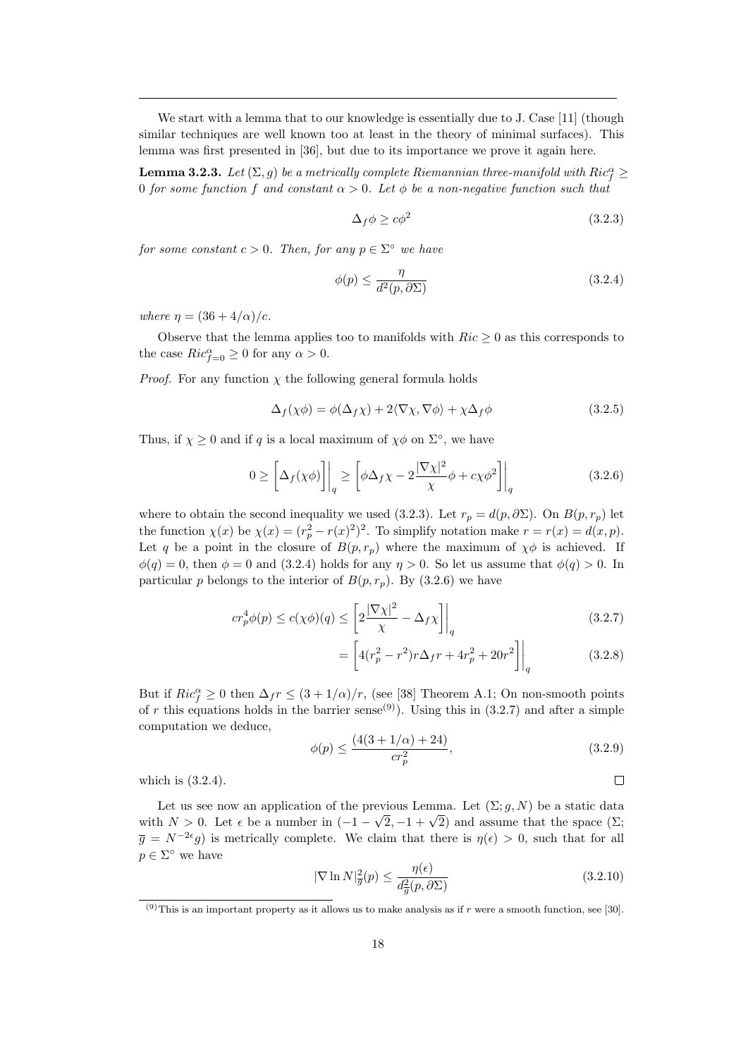We start with a lemma that to our knowledge is essentially due to J. Case [11] (though similar techniques are well known too at least in the theory of minimal surfaces). This lemma was first presented in [36], but due to its importance we prove it again here.

**Lemma 3.2.3.** *Let $(\Sigma, g)$ be a metrically complete Riemannian three-manifold with $Ric^\alpha_f \geq 0$ for some function $f$ and constant $\alpha > 0$. Let $\phi$ be a non-negative function such that*

$$\Delta_f \phi \geq c\phi^2 \tag{3.2.3}$$

*for some constant $c > 0$. Then, for any $p \in \Sigma^\circ$ we have*

$$\phi(p) \leq \frac{\eta}{d^2(p, \partial\Sigma)} \tag{3.2.4}$$

*where $\eta = (36 + 4/\alpha)/c$.*

Observe that the lemma applies too to manifolds with $Ric \geq 0$ as this corresponds to the case $Ric^\alpha_{f=0} \geq 0$ for any $\alpha > 0$.

*Proof.* For any function $\chi$ the following general formula holds

$$\Delta_f(\chi\phi) = \phi(\Delta_f \chi) + 2\langle \nabla\chi, \nabla\phi\rangle + \chi\Delta_f \phi \tag{3.2.5}$$

Thus, if $\chi \geq 0$ and if $q$ is a local maximum of $\chi\phi$ on $\Sigma^\circ$, we have

$$0 \geq \bigg[\Delta_f(\chi\phi)\bigg]\bigg|_q \geq \bigg[\phi\Delta_f\chi - 2\frac{|\nabla\chi|^2}{\chi}\phi + c\chi\phi^2\bigg]\bigg|_q \tag{3.2.6}$$

where to obtain the second inequality we used (3.2.3). Let $r_p = d(p, \partial\Sigma)$. On $B(p, r_p)$ let the function $\chi(x)$ be $\chi(x) = (r_p^2 - r(x)^2)^2$. To simplify notation make $r = r(x) = d(x, p)$. Let $q$ be a point in the closure of $B(p, r_p)$ where the maximum of $\chi\phi$ is achieved. If $\phi(q) = 0$, then $\phi = 0$ and (3.2.4) holds for any $\eta > 0$. So let us assume that $\phi(q) > 0$. In particular $p$ belongs to the interior of $B(p, r_p)$. By (3.2.6) we have

$$cr_p^4\phi(p) \leq c(\chi\phi)(q) \leq \bigg[2\frac{|\nabla\chi|^2}{\chi} - \Delta_f\chi\bigg]\bigg|_q \tag{3.2.7}$$

$$= \bigg[4(r_p^2 - r^2)r\Delta_f r + 4r_p^2 + 20r^2\bigg]\bigg|_q \tag{3.2.8}$$

But if $Ric^\alpha_f \geq 0$ then $\Delta_f r \leq (3 + 1/\alpha)/r$, (see [38] Theorem A.1; On non-smooth points of $r$ this equations holds in the barrier sense[9]). Using this in (3.2.7) and after a simple computation we deduce,

$$\phi(p) \leq \frac{(4(3 + 1/\alpha) + 24)}{cr_p^2}, \tag{3.2.9}$$

which is (3.2.4). □

Let us see now an application of the previous Lemma. Let $(\Sigma; g, N)$ be a static data with $N > 0$. Let $\epsilon$ be a number in $(-1 - \sqrt{2}, -1 + \sqrt{2})$ and assume that the space $(\Sigma; \overline{g} = N^{-2\epsilon}g)$ is metrically complete. We claim that there is $\eta(\epsilon) > 0$, such that for all $p \in \Sigma^\circ$ we have

$$|\nabla \ln N|^2_{\overline{g}}(p) \leq \frac{\eta(\epsilon)}{d^2_{\overline{g}}(p, \partial\Sigma)} \tag{3.2.10}$$

[9] This is an important property as it allows us to make analysis as if $r$ were a smooth function, see [30].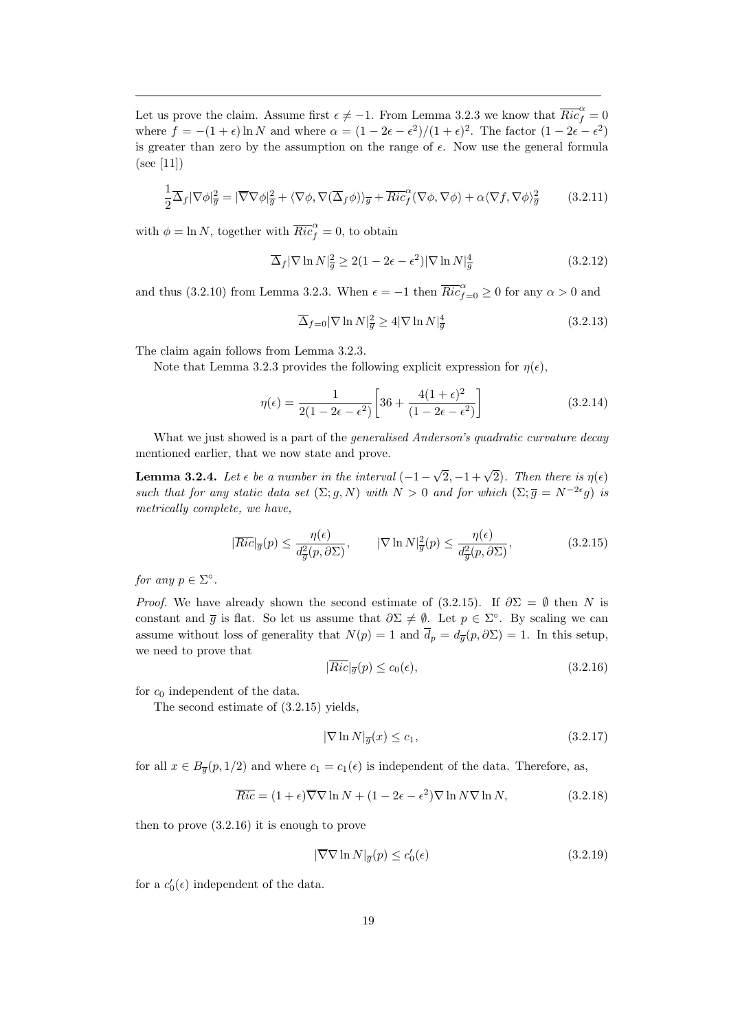Let us prove the claim. Assume first $\epsilon \neq -1$. From Lemma 3.2.3 we know that $\overline{Ric}^{\alpha}_{f} = 0$ where $f = -(1+\epsilon)\ln N$ and where $\alpha = (1-2\epsilon-\epsilon^2)/(1+\epsilon)^2$. The factor $(1-2\epsilon-\epsilon^2)$ is greater than zero by the assumption on the range of $\epsilon$. Now use the general formula (see [11])

$$\frac{1}{2}\overline{\Delta}_f |\nabla \phi|^2_{\overline{g}} = |\overline{\nabla}\nabla\phi|^2_{\overline{g}} + \langle \nabla\phi, \nabla(\overline{\Delta}_f\phi)\rangle_{\overline{g}} + \overline{Ric}^{\alpha}_{f}(\nabla\phi,\nabla\phi) + \alpha\langle\nabla f,\nabla\phi\rangle^2_{\overline{g}} \tag{3.2.11}$$

with $\phi = \ln N$, together with $\overline{Ric}^{\alpha}_{f} = 0$, to obtain

$$\overline{\Delta}_f |\nabla \ln N|^2_{\overline{g}} \geq 2(1-2\epsilon-\epsilon^2)|\nabla \ln N|^4_{\overline{g}} \tag{3.2.12}$$

and thus (3.2.10) from Lemma 3.2.3. When $\epsilon = -1$ then $\overline{Ric}^{\alpha}_{f=0} \geq 0$ for any $\alpha > 0$ and

$$\overline{\Delta}_{f=0} |\nabla \ln N|^2_{\overline{g}} \geq 4|\nabla \ln N|^4_{\overline{g}} \tag{3.2.13}$$

The claim again follows from Lemma 3.2.3.

Note that Lemma 3.2.3 provides the following explicit expression for $\eta(\epsilon)$,

$$\eta(\epsilon) = \frac{1}{2(1-2\epsilon-\epsilon^2)}\left[36 + \frac{4(1+\epsilon)^2}{(1-2\epsilon-\epsilon^2)}\right] \tag{3.2.14}$$

What we just showed is a part of the *generalised Anderson's quadratic curvature decay* mentioned earlier, that we now state and prove.

**Lemma 3.2.4.** *Let $\epsilon$ be a number in the interval $(-1-\sqrt{2}, -1+\sqrt{2})$. Then there is $\eta(\epsilon)$ such that for any static data set $(\Sigma; g, N)$ with $N > 0$ and for which $(\Sigma; \overline{g} = N^{-2\epsilon} g)$ is metrically complete, we have,*

$$|\overline{Ric}|_{\overline{g}}(p) \leq \frac{\eta(\epsilon)}{d^2_{\overline{g}}(p,\partial\Sigma)}, \qquad |\nabla \ln N|^2_{\overline{g}}(p) \leq \frac{\eta(\epsilon)}{d^2_{\overline{g}}(p,\partial\Sigma)}, \tag{3.2.15}$$

*for any $p \in \Sigma^{\circ}$.*

*Proof.* We have already shown the second estimate of (3.2.15). If $\partial\Sigma = \emptyset$ then $N$ is constant and $\overline{g}$ is flat. So let us assume that $\partial\Sigma \neq \emptyset$. Let $p \in \Sigma^{\circ}$. By scaling we can assume without loss of generality that $N(p) = 1$ and $\overline{d}_p = d_{\overline{g}}(p,\partial\Sigma) = 1$. In this setup, we need to prove that

$$|\overline{Ric}|_{\overline{g}}(p) \leq c_0(\epsilon), \tag{3.2.16}$$

for $c_0$ independent of the data.

The second estimate of (3.2.15) yields,

$$|\nabla \ln N|_{\overline{g}}(x) \leq c_1, \tag{3.2.17}$$

for all $x \in B_{\overline{g}}(p, 1/2)$ and where $c_1 = c_1(\epsilon)$ is independent of the data. Therefore, as,

$$\overline{Ric} = (1+\epsilon)\overline{\nabla}\nabla \ln N + (1-2\epsilon-\epsilon^2)\nabla \ln N \nabla \ln N, \tag{3.2.18}$$

then to prove (3.2.16) it is enough to prove

$$|\overline{\nabla}\nabla \ln N|_{\overline{g}}(p) \leq c_0'(\epsilon) \tag{3.2.19}$$

for a $c_0'(\epsilon)$ independent of the data.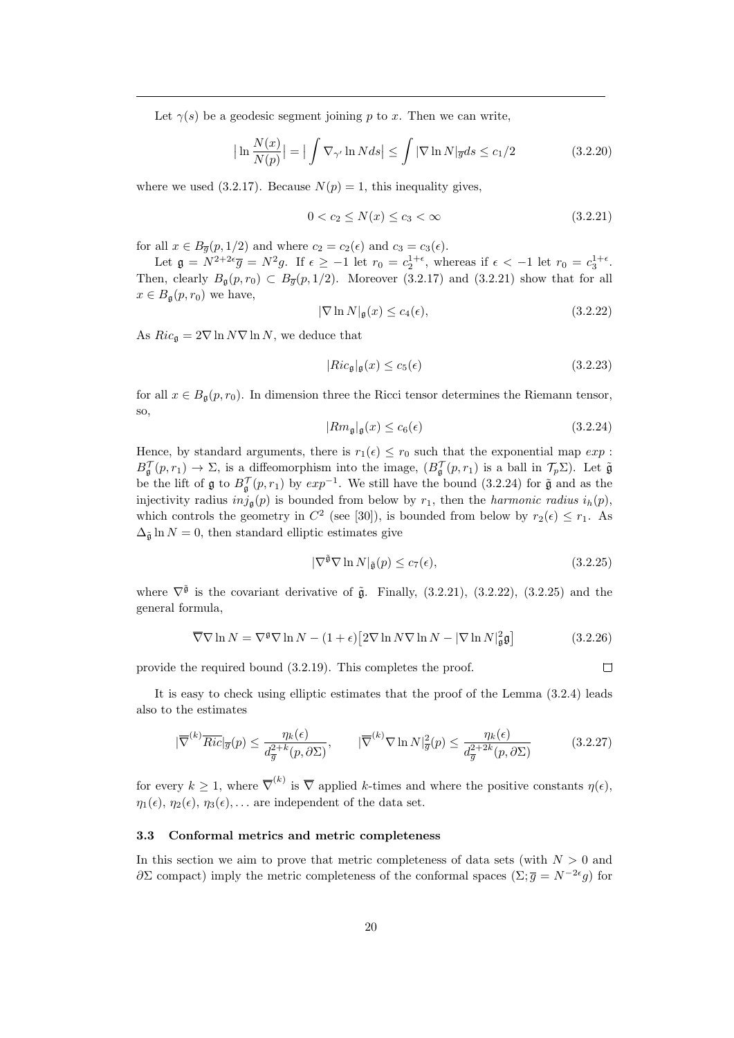Let $\gamma(s)$ be a geodesic segment joining $p$ to $x$. Then we can write,

$$\big|\ln \frac{N(x)}{N(p)}\big| = \big|\int \nabla_{\gamma'} \ln N ds\big| \leq \int |\nabla \ln N|_{\overline{g}} ds \leq c_1/2 \tag{3.2.20}$$

where we used (3.2.17). Because $N(p) = 1$, this inequality gives,

$$0 < c_2 \leq N(x) \leq c_3 < \infty \tag{3.2.21}$$

for all $x \in B_{\overline{g}}(p, 1/2)$ and where $c_2 = c_2(\epsilon)$ and $c_3 = c_3(\epsilon)$.

Let $\mathfrak{g} = N^{2+2\epsilon}\overline{g} = N^2 g$. If $\epsilon \geq -1$ let $r_0 = c_2^{1+\epsilon}$, whereas if $\epsilon < -1$ let $r_0 = c_3^{1+\epsilon}$. Then, clearly $B_{\mathfrak{g}}(p, r_0) \subset B_{\overline{g}}(p, 1/2)$. Moreover (3.2.17) and (3.2.21) show that for all $x \in B_{\mathfrak{g}}(p, r_0)$ we have,

$$|\nabla \ln N|_{\mathfrak{g}}(x) \leq c_4(\epsilon), \tag{3.2.22}$$

As $Ric_{\mathfrak{g}} = 2\nabla \ln N \nabla \ln N$, we deduce that

$$|Ric_{\mathfrak{g}}|_{\mathfrak{g}}(x) \leq c_5(\epsilon) \tag{3.2.23}$$

for all $x \in B_{\mathfrak{g}}(p, r_0)$. In dimension three the Ricci tensor determines the Riemann tensor, so,

$$|Rm_{\mathfrak{g}}|_{\mathfrak{g}}(x) \leq c_6(\epsilon) \tag{3.2.24}$$

Hence, by standard arguments, there is $r_1(\epsilon) \leq r_0$ such that the exponential map $exp : B^{\mathcal{T}}_{\mathfrak{g}}(p, r_1) \to \Sigma$, is a diffeomorphism into the image, ($B^{\mathcal{T}}_{\mathfrak{g}}(p, r_1)$ is a ball in $\mathcal{T}_p\Sigma$). Let $\tilde{\mathfrak{g}}$ be the lift of $\mathfrak{g}$ to $B^{\mathcal{T}}_{\mathfrak{g}}(p, r_1)$ by $exp^{-1}$. We still have the bound (3.2.24) for $\tilde{\mathfrak{g}}$ and as the injectivity radius $inj_{\mathfrak{g}}(p)$ is bounded from below by $r_1$, then the *harmonic radius* $i_h(p)$, which controls the geometry in $C^2$ (see [30]), is bounded from below by $r_2(\epsilon) \leq r_1$. As $\Delta_{\tilde{\mathfrak{g}}} \ln N = 0$, then standard elliptic estimates give

$$|\nabla^{\tilde{\mathfrak{g}}} \nabla \ln N|_{\tilde{\mathfrak{g}}}(p) \leq c_7(\epsilon), \tag{3.2.25}$$

where $\nabla^{\tilde{\mathfrak{g}}}$ is the covariant derivative of $\tilde{\mathfrak{g}}$. Finally, (3.2.21), (3.2.22), (3.2.25) and the general formula,

$$\overline{\nabla}\nabla \ln N = \nabla^{\mathfrak{g}}\nabla \ln N - (1+\epsilon)\big[2\nabla \ln N \nabla \ln N - |\nabla \ln N|^2_{\mathfrak{g}}\mathfrak{g}\big] \tag{3.2.26}$$

provide the required bound (3.2.19). This completes the proof. $\square$

It is easy to check using elliptic estimates that the proof of the Lemma (3.2.4) leads also to the estimates

$$|\overline{\nabla}^{(k)}\overline{Ric}|_{\overline{g}}(p) \leq \frac{\eta_k(\epsilon)}{d^{2+k}_{\overline{g}}(p, \partial\Sigma)}, \qquad |\overline{\nabla}^{(k)}\nabla \ln N|^2_{\overline{g}}(p) \leq \frac{\eta_k(\epsilon)}{d^{2+2k}_{\overline{g}}(p, \partial\Sigma)} \tag{3.2.27}$$

for every $k \geq 1$, where $\overline{\nabla}^{(k)}$ is $\overline{\nabla}$ applied $k$-times and where the positive constants $\eta(\epsilon)$, $\eta_1(\epsilon)$, $\eta_2(\epsilon)$, $\eta_3(\epsilon), \ldots$ are independent of the data set.

### 3.3 Conformal metrics and metric completeness

In this section we aim to prove that metric completeness of data sets (with $N > 0$ and $\partial\Sigma$ compact) imply the metric completeness of the conformal spaces $(\Sigma; \overline{g} = N^{-2\epsilon}g)$ for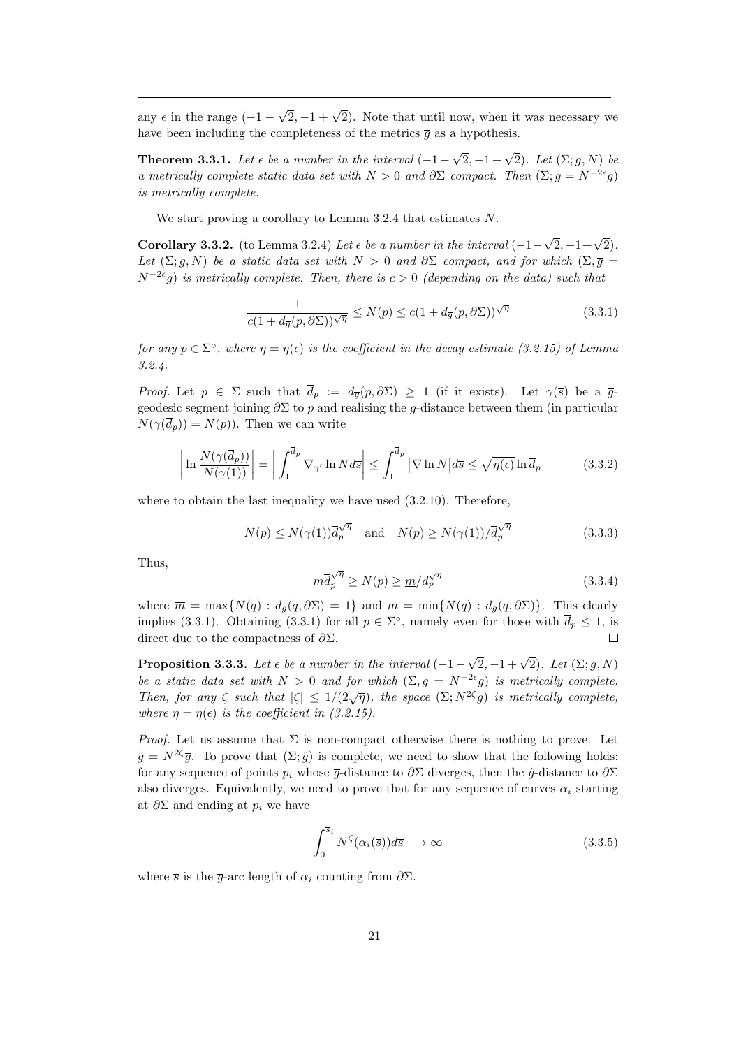any $\epsilon$ in the range $(-1-\sqrt{2}, -1+\sqrt{2})$. Note that until now, when it was necessary we have been including the completeness of the metrics $\overline{g}$ as a hypothesis.

**Theorem 3.3.1.** *Let $\epsilon$ be a number in the interval $(-1-\sqrt{2}, -1+\sqrt{2})$. Let $(\Sigma; g, N)$ be a metrically complete static data set with $N > 0$ and $\partial\Sigma$ compact. Then $(\Sigma; \overline{g} = N^{-2\epsilon}g)$ is metrically complete.*

We start proving a corollary to Lemma 3.2.4 that estimates $N$.

**Corollary 3.3.2.** (to Lemma 3.2.4) *Let $\epsilon$ be a number in the interval $(-1-\sqrt{2}, -1+\sqrt{2})$. Let $(\Sigma; g, N)$ be a static data set with $N > 0$ and $\partial\Sigma$ compact, and for which $(\Sigma, \overline{g} = N^{-2\epsilon}g)$ is metrically complete. Then, there is $c > 0$ (depending on the data) such that*

$$\frac{1}{c(1+d_{\overline{g}}(p,\partial\Sigma))^{\sqrt{\eta}}} \leq N(p) \leq c(1+d_{\overline{g}}(p,\partial\Sigma))^{\sqrt{\eta}} \tag{3.3.1}$$

*for any $p \in \Sigma^{\circ}$, where $\eta = \eta(\epsilon)$ is the coefficient in the decay estimate (3.2.15) of Lemma 3.2.4.*

*Proof.* Let $p \in \Sigma$ such that $\overline{d}_p := d_{\overline{g}}(p,\partial\Sigma) \geq 1$ (if it exists). Let $\gamma(\overline{s})$ be a $\overline{g}$-geodesic segment joining $\partial\Sigma$ to $p$ and realising the $\overline{g}$-distance between them (in particular $N(\gamma(\overline{d}_p)) = N(p)$). Then we can write

$$\left|\ln\frac{N(\gamma(\overline{d}_p))}{N(\gamma(1))}\right| = \left|\int_1^{\overline{d}_p} \nabla_{\gamma'}\ln N d\overline{s}\right| \leq \int_1^{\overline{d}_p} \left|\nabla \ln N\right| d\overline{s} \leq \sqrt{\eta(\epsilon)}\ln \overline{d}_p \tag{3.3.2}$$

where to obtain the last inequality we have used (3.2.10). Therefore,

$$N(p) \leq N(\gamma(1))\overline{d}_p^{\sqrt{\eta}} \quad \text{and} \quad N(p) \geq N(\gamma(1))/\overline{d}_p^{\sqrt{\eta}} \tag{3.3.3}$$

Thus,

$$\overline{m}\overline{d}_p^{\sqrt{\eta}} \geq N(p) \geq \underline{m}/d_p^{\sqrt{\eta}} \tag{3.3.4}$$

where $\overline{m} = \max\{N(q) : d_{\overline{g}}(q,\partial\Sigma) = 1\}$ and $\underline{m} = \min\{N(q) : d_{\overline{g}}(q,\partial\Sigma)\}$. This clearly implies (3.3.1). Obtaining (3.3.1) for all $p \in \Sigma^{\circ}$, namely even for those with $\overline{d}_p \leq 1$, is direct due to the compactness of $\partial\Sigma$. $\square$

**Proposition 3.3.3.** *Let $\epsilon$ be a number in the interval $(-1-\sqrt{2}, -1+\sqrt{2})$. Let $(\Sigma; g, N)$ be a static data set with $N > 0$ and for which $(\Sigma, \overline{g} = N^{-2\epsilon}g)$ is metrically complete. Then, for any $\zeta$ such that $|\zeta| \leq 1/(2\sqrt{\eta})$, the space $(\Sigma; N^{2\zeta}\overline{g})$ is metrically complete, where $\eta = \eta(\epsilon)$ is the coefficient in (3.2.15).*

*Proof.* Let us assume that $\Sigma$ is non-compact otherwise there is nothing to prove. Let $\hat{g} = N^{2\zeta}\overline{g}$. To prove that $(\Sigma; \hat{g})$ is complete, we need to show that the following holds: for any sequence of points $p_i$ whose $\overline{g}$-distance to $\partial\Sigma$ diverges, then the $\hat{g}$-distance to $\partial\Sigma$ also diverges. Equivalently, we need to prove that for any sequence of curves $\alpha_i$ starting at $\partial\Sigma$ and ending at $p_i$ we have

$$\int_0^{\overline{s}_i} N^{\zeta}(\alpha_i(\overline{s}))d\overline{s} \longrightarrow \infty \tag{3.3.5}$$

where $\overline{s}$ is the $\overline{g}$-arc length of $\alpha_i$ counting from $\partial\Sigma$.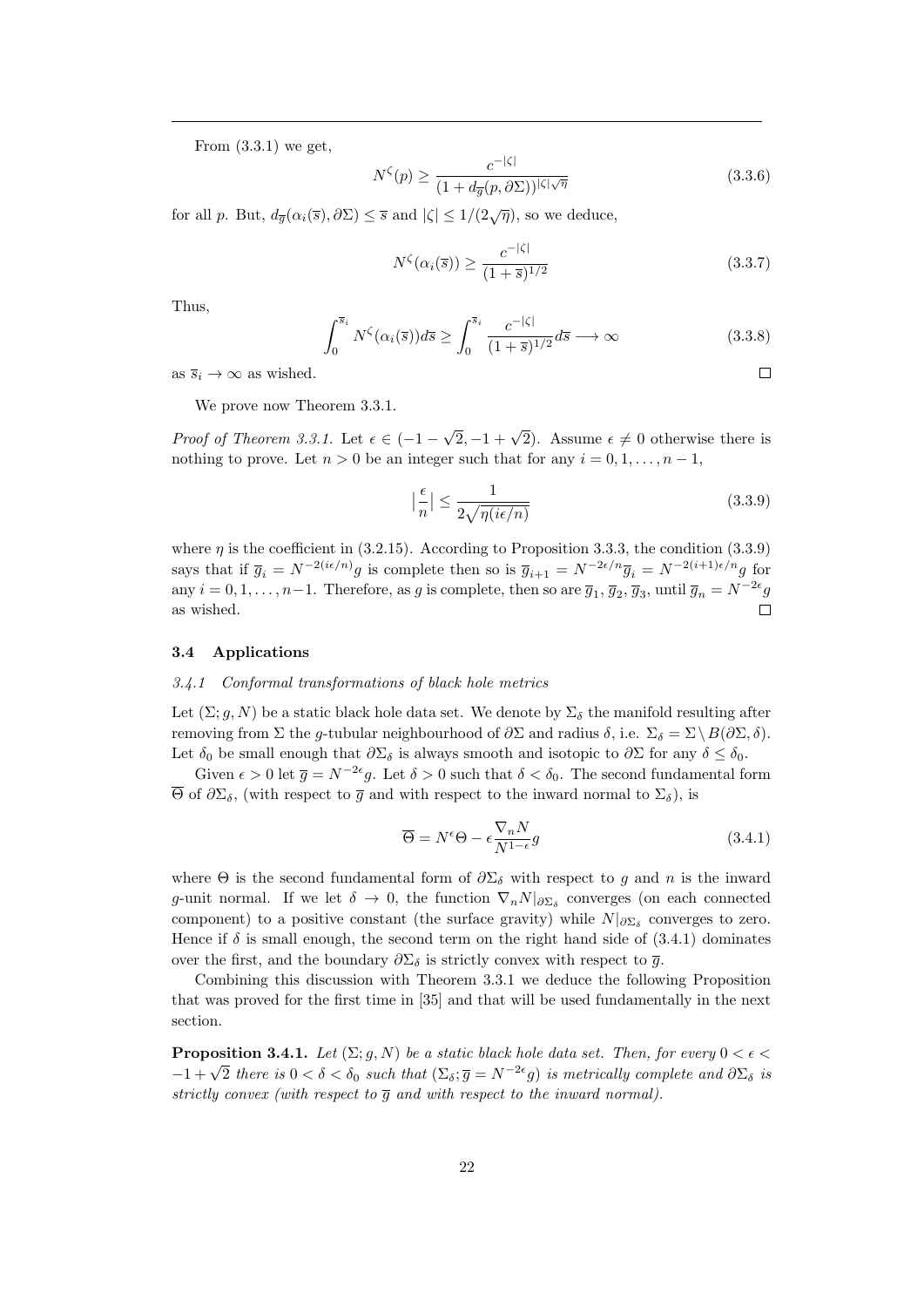From (3.3.1) we get,

$$N^{\zeta}(p) \geq \frac{c^{-|\zeta|}}{(1 + d_{\overline{g}}(p, \partial\Sigma))^{|\zeta|\sqrt{\eta}}} \tag{3.3.6}$$

for all $p$. But, $d_{\overline{g}}(\alpha_i(\overline{s}), \partial\Sigma) \leq \overline{s}$ and $|\zeta| \leq 1/(2\sqrt{\eta})$, so we deduce,

$$N^{\zeta}(\alpha_i(\overline{s})) \geq \frac{c^{-|\zeta|}}{(1 + \overline{s})^{1/2}} \tag{3.3.7}$$

Thus,

$$\int_0^{\overline{s}_i} N^{\zeta}(\alpha_i(\overline{s})) d\overline{s} \geq \int_0^{\overline{s}_i} \frac{c^{-|\zeta|}}{(1 + \overline{s})^{1/2}} d\overline{s} \longrightarrow \infty \tag{3.3.8}$$

as $\overline{s}_i \to \infty$ as wished. □

We prove now Theorem 3.3.1.

*Proof of Theorem 3.3.1.* Let $\epsilon \in (-1 - \sqrt{2}, -1 + \sqrt{2})$. Assume $\epsilon \neq 0$ otherwise there is nothing to prove. Let $n > 0$ be an integer such that for any $i = 0, 1, \ldots, n-1$,

$$\left|\frac{\epsilon}{n}\right| \leq \frac{1}{2\sqrt{\eta(i\epsilon/n)}} \tag{3.3.9}$$

where $\eta$ is the coefficient in (3.2.15). According to Proposition 3.3.3, the condition (3.3.9) says that if $\overline{g}_i = N^{-2(i\epsilon/n)} g$ is complete then so is $\overline{g}_{i+1} = N^{-2\epsilon/n}\overline{g}_i = N^{-2(i+1)\epsilon/n} g$ for any $i = 0, 1, \ldots, n-1$. Therefore, as $g$ is complete, then so are $\overline{g}_1$, $\overline{g}_2$, $\overline{g}_3$, until $\overline{g}_n = N^{-2\epsilon} g$ as wished. □

### 3.4 Applications

*3.4.1 Conformal transformations of black hole metrics*

Let $(\Sigma; g, N)$ be a static black hole data set. We denote by $\Sigma_\delta$ the manifold resulting after removing from $\Sigma$ the $g$-tubular neighbourhood of $\partial\Sigma$ and radius $\delta$, i.e. $\Sigma_\delta = \Sigma \setminus B(\partial\Sigma, \delta)$. Let $\delta_0$ be small enough that $\partial\Sigma_\delta$ is always smooth and isotopic to $\partial\Sigma$ for any $\delta \leq \delta_0$.

Given $\epsilon > 0$ let $\overline{g} = N^{-2\epsilon} g$. Let $\delta > 0$ such that $\delta < \delta_0$. The second fundamental form $\overline{\Theta}$ of $\partial\Sigma_\delta$, (with respect to $\overline{g}$ and with respect to the inward normal to $\Sigma_\delta$), is

$$\overline{\Theta} = N^{\epsilon}\Theta - \epsilon \frac{\nabla_n N}{N^{1-\epsilon}} g \tag{3.4.1}$$

where $\Theta$ is the second fundamental form of $\partial\Sigma_\delta$ with respect to $g$ and $n$ is the inward $g$-unit normal. If we let $\delta \to 0$, the function $\nabla_n N|_{\partial\Sigma_\delta}$ converges (on each connected component) to a positive constant (the surface gravity) while $N|_{\partial\Sigma_\delta}$ converges to zero. Hence if $\delta$ is small enough, the second term on the right hand side of (3.4.1) dominates over the first, and the boundary $\partial\Sigma_\delta$ is strictly convex with respect to $\overline{g}$.

Combining this discussion with Theorem 3.3.1 we deduce the following Proposition that was proved for the first time in [35] and that will be used fundamentally in the next section.

**Proposition 3.4.1.** *Let $(\Sigma; g, N)$ be a static black hole data set. Then, for every $0 < \epsilon < -1 + \sqrt{2}$ there is $0 < \delta < \delta_0$ such that $(\Sigma_\delta; \overline{g} = N^{-2\epsilon} g)$ is metrically complete and $\partial\Sigma_\delta$ is strictly convex (with respect to $\overline{g}$ and with respect to the inward normal).*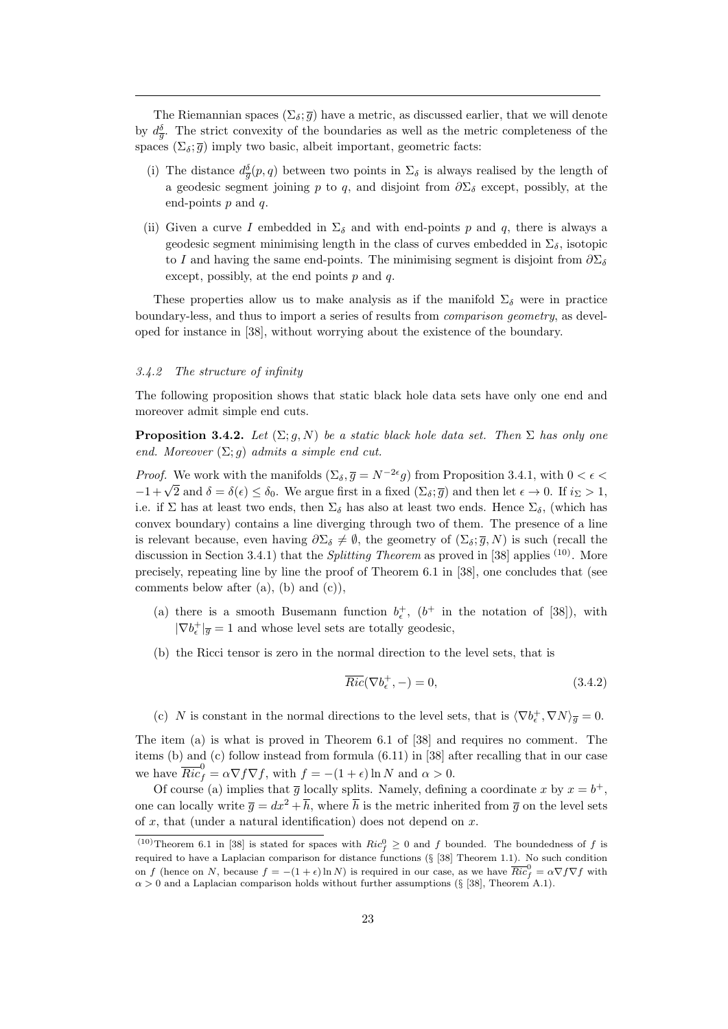The Riemannian spaces $(\Sigma_\delta; \overline{g})$ have a metric, as discussed earlier, that we will denote by $d^\delta_{\overline{g}}$. The strict convexity of the boundaries as well as the metric completeness of the spaces $(\Sigma_\delta; \overline{g})$ imply two basic, albeit important, geometric facts:

(i) The distance $d^\delta_{\overline{g}}(p, q)$ between two points in $\Sigma_\delta$ is always realised by the length of a geodesic segment joining $p$ to $q$, and disjoint from $\partial\Sigma_\delta$ except, possibly, at the end-points $p$ and $q$.

(ii) Given a curve $I$ embedded in $\Sigma_\delta$ and with end-points $p$ and $q$, there is always a geodesic segment minimising length in the class of curves embedded in $\Sigma_\delta$, isotopic to $I$ and having the same end-points. The minimising segment is disjoint from $\partial\Sigma_\delta$ except, possibly, at the end points $p$ and $q$.

These properties allow us to make analysis as if the manifold $\Sigma_\delta$ were in practice boundary-less, and thus to import a series of results from *comparison geometry*, as developed for instance in [38], without worrying about the existence of the boundary.

### *3.4.2 The structure of infinity*

The following proposition shows that static black hole data sets have only one end and moreover admit simple end cuts.

**Proposition 3.4.2.** *Let $(\Sigma; g, N)$ be a static black hole data set. Then $\Sigma$ has only one end. Moreover $(\Sigma; g)$ admits a simple end cut.*

*Proof.* We work with the manifolds $(\Sigma_\delta, \overline{g} = N^{-2\epsilon} g)$ from Proposition 3.4.1, with $0 < \epsilon < -1 + \sqrt{2}$ and $\delta = \delta(\epsilon) \leq \delta_0$. We argue first in a fixed $(\Sigma_\delta; \overline{g})$ and then let $\epsilon \to 0$. If $i_\Sigma > 1$, i.e. if $\Sigma$ has at least two ends, then $\Sigma_\delta$ has also at least two ends. Hence $\Sigma_\delta$, (which has convex boundary) contains a line diverging through two of them. The presence of a line is relevant because, even having $\partial\Sigma_\delta \neq \emptyset$, the geometry of $(\Sigma_\delta; \overline{g}, N)$ is such (recall the discussion in Section 3.4.1) that the *Splitting Theorem* as proved in [38] applies [(10)]. More precisely, repeating line by line the proof of Theorem 6.1 in [38], one concludes that (see comments below after (a), (b) and (c)),

(a) there is a smooth Busemann function $b^+_\epsilon$, ($b^+$ in the notation of [38]), with $|\nabla b^+_\epsilon|_{\overline{g}} = 1$ and whose level sets are totally geodesic,

(b) the Ricci tensor is zero in the normal direction to the level sets, that is

$$\overline{Ric}(\nabla b^+_\epsilon, -) = 0, \tag{3.4.2}$$

(c) $N$ is constant in the normal directions to the level sets, that is $\langle \nabla b^+_\epsilon, \nabla N \rangle_{\overline{g}} = 0$.

The item (a) is what is proved in Theorem 6.1 of [38] and requires no comment. The items (b) and (c) follow instead from formula (6.11) in [38] after recalling that in our case we have $\overline{Ric}^0_f = \alpha \nabla f \nabla f$, with $f = -(1 + \epsilon) \ln N$ and $\alpha > 0$.

Of course (a) implies that $\overline{g}$ locally splits. Namely, defining a coordinate $x$ by $x = b^+$, one can locally write $\overline{g} = dx^2 + \overline{h}$, where $\overline{h}$ is the metric inherited from $\overline{g}$ on the level sets of $x$, that (under a natural identification) does not depend on $x$.

---

(10) Theorem 6.1 in [38] is stated for spaces with $Ric^0_f \geq 0$ and $f$ bounded. The boundedness of $f$ is required to have a Laplacian comparison for distance functions (§ [38] Theorem 1.1). No such condition on $f$ (hence on $N$, because $f = -(1 + \epsilon) \ln N$) is required in our case, as we have $\overline{Ric}^0_f = \alpha \nabla f \nabla f$ with $\alpha > 0$ and a Laplacian comparison holds without further assumptions (§ [38], Theorem A.1).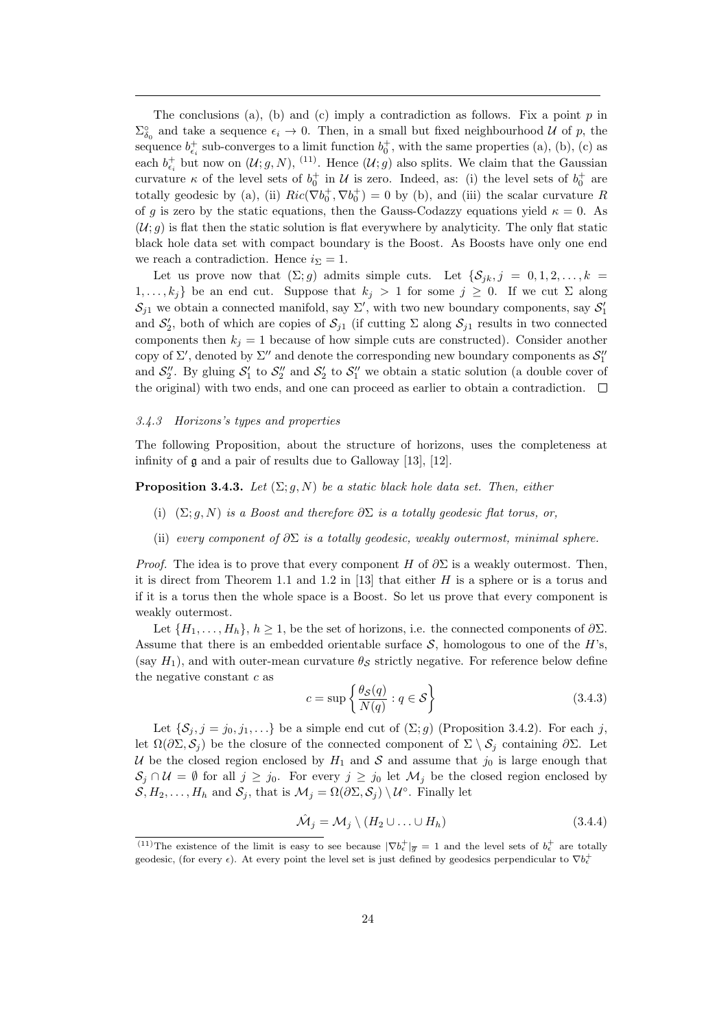The conclusions (a), (b) and (c) imply a contradiction as follows. Fix a point $p$ in $\Sigma^{\circ}_{\delta_0}$ and take a sequence $\epsilon_i \to 0$. Then, in a small but fixed neighbourhood $\mathcal{U}$ of $p$, the sequence $b^+_{\epsilon_i}$ sub-converges to a limit function $b^+_0$, with the same properties (a), (b), (c) as each $b^+_{\epsilon_i}$ but now on $(\mathcal{U}; g, N)$, [(11)]. Hence $(\mathcal{U}; g)$ also splits. We claim that the Gaussian curvature $\kappa$ of the level sets of $b^+_0$ in $\mathcal{U}$ is zero. Indeed, as: (i) the level sets of $b^+_0$ are totally geodesic by (a), (ii) $Ric(\nabla b^+_0, \nabla b^+_0) = 0$ by (b), and (iii) the scalar curvature $R$ of $g$ is zero by the static equations, then the Gauss-Codazzy equations yield $\kappa = 0$. As $(\mathcal{U}; g)$ is flat then the static solution is flat everywhere by analyticity. The only flat static black hole data set with compact boundary is the Boost. As Boosts have only one end we reach a contradiction. Hence $i_\Sigma = 1$.

Let us prove now that $(\Sigma; g)$ admits simple cuts. Let $\{\mathcal{S}_{jk}, j = 0, 1, 2, \ldots, k = 1, \ldots, k_j\}$ be an end cut. Suppose that $k_j > 1$ for some $j \geq 0$. If we cut $\Sigma$ along $\mathcal{S}_{j1}$ we obtain a connected manifold, say $\Sigma'$, with two new boundary components, say $\mathcal{S}'_1$ and $\mathcal{S}'_2$, both of which are copies of $\mathcal{S}_{j1}$ (if cutting $\Sigma$ along $\mathcal{S}_{j1}$ results in two connected components then $k_j = 1$ because of how simple cuts are constructed). Consider another copy of $\Sigma'$, denoted by $\Sigma''$ and denote the corresponding new boundary components as $\mathcal{S}''_1$ and $\mathcal{S}''_2$. By gluing $\mathcal{S}'_1$ to $\mathcal{S}''_2$ and $\mathcal{S}'_2$ to $\mathcal{S}''_1$ we obtain a static solution (a double cover of the original) with two ends, and one can proceed as earlier to obtain a contradiction. □

#### *3.4.3 Horizons's types and properties*

The following Proposition, about the structure of horizons, uses the completeness at infinity of $\mathfrak{g}$ and a pair of results due to Galloway [13], [12].

**Proposition 3.4.3.** *Let $(\Sigma; g, N)$ be a static black hole data set. Then, either*

(i) *$(\Sigma; g, N)$ is a Boost and therefore $\partial\Sigma$ is a totally geodesic flat torus, or,*

(ii) *every component of $\partial\Sigma$ is a totally geodesic, weakly outermost, minimal sphere.*

*Proof.* The idea is to prove that every component $H$ of $\partial\Sigma$ is a weakly outermost. Then, it is direct from Theorem 1.1 and 1.2 in [13] that either $H$ is a sphere or is a torus and if it is a torus then the whole space is a Boost. So let us prove that every component is weakly outermost.

Let $\{H_1, \ldots, H_h\}$, $h \geq 1$, be the set of horizons, i.e. the connected components of $\partial\Sigma$. Assume that there is an embedded orientable surface $\mathcal{S}$, homologous to one of the $H$'s, (say $H_1$), and with outer-mean curvature $\theta_\mathcal{S}$ strictly negative. For reference below define the negative constant $c$ as

$$c = \sup\left\{\frac{\theta_\mathcal{S}(q)}{N(q)} : q \in \mathcal{S}\right\} \tag{3.4.3}$$

Let $\{\mathcal{S}_j, j = j_0, j_1, \ldots\}$ be a simple end cut of $(\Sigma; g)$ (Proposition 3.4.2). For each $j$, let $\Omega(\partial\Sigma, \mathcal{S}_j)$ be the closure of the connected component of $\Sigma \setminus \mathcal{S}_j$ containing $\partial\Sigma$. Let $\mathcal{U}$ be the closed region enclosed by $H_1$ and $\mathcal{S}$ and assume that $j_0$ is large enough that $\mathcal{S}_j \cap \mathcal{U} = \emptyset$ for all $j \geq j_0$. For every $j \geq j_0$ let $\mathcal{M}_j$ be the closed region enclosed by $\mathcal{S}, H_2, \ldots, H_h$ and $\mathcal{S}_j$, that is $\mathcal{M}_j = \Omega(\partial\Sigma, \mathcal{S}_j) \setminus \mathcal{U}^\circ$. Finally let

$$\hat{\mathcal{M}}_j = \mathcal{M}_j \setminus (H_2 \cup \ldots \cup H_h) \tag{3.4.4}$$

---

[(11)]The existence of the limit is easy to see because $|\nabla b^+_\epsilon|_{\overline{g}} = 1$ and the level sets of $b^+_\epsilon$ are totally geodesic, (for every $\epsilon$). At every point the level set is just defined by geodesics perpendicular to $\nabla b^+_\epsilon$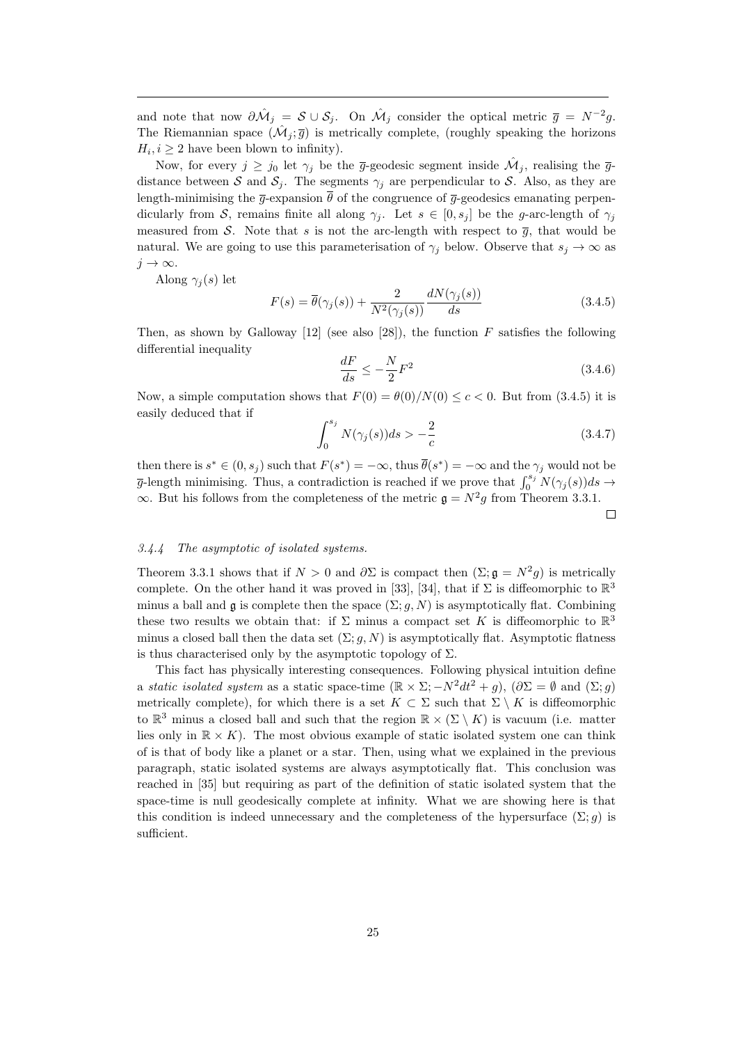and note that now $\partial\hat{\mathcal{M}}_j = \mathcal{S} \cup \mathcal{S}_j$. On $\hat{\mathcal{M}}_j$ consider the optical metric $\overline{g} = N^{-2}g$. The Riemannian space $(\hat{\mathcal{M}}_j; \overline{g})$ is metrically complete, (roughly speaking the horizons $H_i, i \geq 2$ have been blown to infinity).

Now, for every $j \geq j_0$ let $\gamma_j$ be the $\overline{g}$-geodesic segment inside $\hat{\mathcal{M}}_j$, realising the $\overline{g}$-distance between $\mathcal{S}$ and $\mathcal{S}_j$. The segments $\gamma_j$ are perpendicular to $\mathcal{S}$. Also, as they are length-minimising the $\overline{g}$-expansion $\overline{\theta}$ of the congruence of $\overline{g}$-geodesics emanating perpendicularly from $\mathcal{S}$, remains finite all along $\gamma_j$. Let $s \in [0, s_j]$ be the $g$-arc-length of $\gamma_j$ measured from $\mathcal{S}$. Note that $s$ is not the arc-length with respect to $\overline{g}$, that would be natural. We are going to use this parameterisation of $\gamma_j$ below. Observe that $s_j \to \infty$ as $j \to \infty$.

Along $\gamma_j(s)$ let

$$F(s) = \overline{\theta}(\gamma_j(s)) + \frac{2}{N^2(\gamma_j(s))}\frac{dN(\gamma_j(s))}{ds} \tag{3.4.5}$$

Then, as shown by Galloway [12] (see also [28]), the function $F$ satisfies the following differential inequality

$$\frac{dF}{ds} \leq -\frac{N}{2}F^2 \tag{3.4.6}$$

Now, a simple computation shows that $F(0) = \theta(0)/N(0) \leq c < 0$. But from (3.4.5) it is easily deduced that if

$$\int_0^{s_j} N(\gamma_j(s))ds > -\frac{2}{c} \tag{3.4.7}$$

then there is $s^* \in (0, s_j)$ such that $F(s^*) = -\infty$, thus $\overline{\theta}(s^*) = -\infty$ and the $\gamma_j$ would not be $\overline{g}$-length minimising. Thus, a contradiction is reached if we prove that $\int_0^{s_j} N(\gamma_j(s))ds \to \infty$. But his follows from the completeness of the metric $\mathfrak{g} = N^2 g$ from Theorem 3.3.1.

□

#### *3.4.4 The asymptotic of isolated systems.*

Theorem 3.3.1 shows that if $N > 0$ and $\partial\Sigma$ is compact then $(\Sigma; \mathfrak{g} = N^2 g)$ is metrically complete. On the other hand it was proved in [33], [34], that if $\Sigma$ is diffeomorphic to $\mathbb{R}^3$ minus a ball and $\mathfrak{g}$ is complete then the space $(\Sigma; g, N)$ is asymptotically flat. Combining these two results we obtain that: if $\Sigma$ minus a compact set $K$ is diffeomorphic to $\mathbb{R}^3$ minus a closed ball then the data set $(\Sigma; g, N)$ is asymptotically flat. Asymptotic flatness is thus characterised only by the asymptotic topology of $\Sigma$.

This fact has physically interesting consequences. Following physical intuition define a *static isolated system* as a static space-time $(\mathbb{R} \times \Sigma; -N^2dt^2 + g)$, ($\partial\Sigma = \emptyset$ and $(\Sigma; g)$ metrically complete), for which there is a set $K \subset \Sigma$ such that $\Sigma \setminus K$ is diffeomorphic to $\mathbb{R}^3$ minus a closed ball and such that the region $\mathbb{R} \times (\Sigma \setminus K)$ is vacuum (i.e. matter lies only in $\mathbb{R} \times K$). The most obvious example of static isolated system one can think of is that of body like a planet or a star. Then, using what we explained in the previous paragraph, static isolated systems are always asymptotically flat. This conclusion was reached in [35] but requiring as part of the definition of static isolated system that the space-time is null geodesically complete at infinity. What we are showing here is that this condition is indeed unnecessary and the completeness of the hypersurface $(\Sigma; g)$ is sufficient.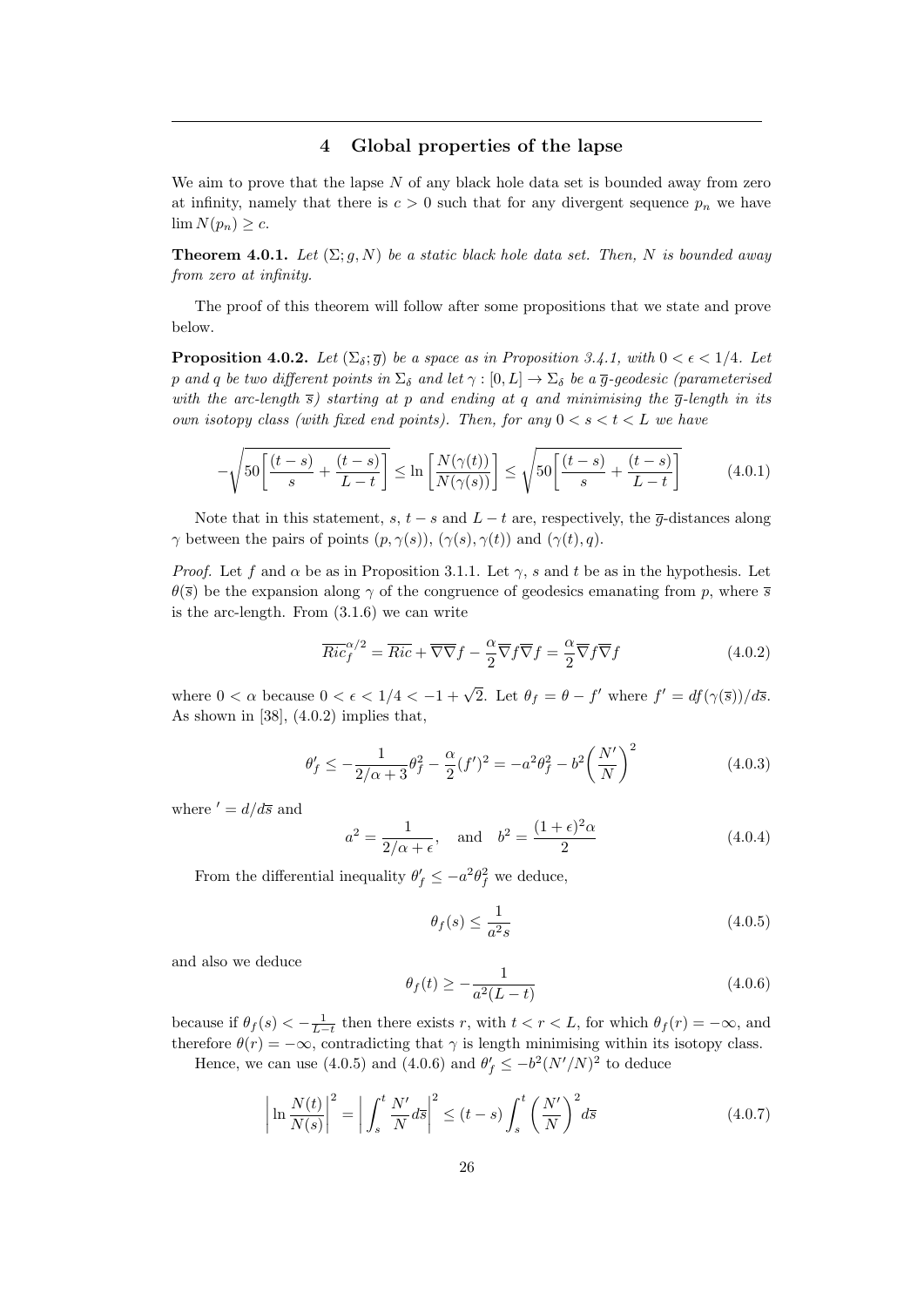## 4 Global properties of the lapse

We aim to prove that the lapse $N$ of any black hole data set is bounded away from zero at infinity, namely that there is $c > 0$ such that for any divergent sequence $p_n$ we have $\lim N(p_n) \geq c$.

**Theorem 4.0.1.** *Let $(\Sigma; g, N)$ be a static black hole data set. Then, $N$ is bounded away from zero at infinity.*

The proof of this theorem will follow after some propositions that we state and prove below.

**Proposition 4.0.2.** *Let $(\Sigma_\delta; \overline{g})$ be a space as in Proposition 3.4.1, with $0 < \epsilon < 1/4$. Let $p$ and $q$ be two different points in $\Sigma_\delta$ and let $\gamma : [0, L] \to \Sigma_\delta$ be a $\overline{g}$-geodesic (parameterised with the arc-length $\overline{s}$) starting at $p$ and ending at $q$ and minimising the $\overline{g}$-length in its own isotopy class (with fixed end points). Then, for any $0 < s < t < L$ we have*

$$-\sqrt{50\left[\frac{(t-s)}{s} + \frac{(t-s)}{L-t}\right]} \leq \ln\left[\frac{N(\gamma(t))}{N(\gamma(s))}\right] \leq \sqrt{50\left[\frac{(t-s)}{s} + \frac{(t-s)}{L-t}\right]} \tag{4.0.1}$$

Note that in this statement, $s$, $t-s$ and $L-t$ are, respectively, the $\overline{g}$-distances along $\gamma$ between the pairs of points $(p, \gamma(s))$, $(\gamma(s), \gamma(t))$ and $(\gamma(t), q)$.

*Proof.* Let $f$ and $\alpha$ be as in Proposition 3.1.1. Let $\gamma$, $s$ and $t$ be as in the hypothesis. Let $\theta(\overline{s})$ be the expansion along $\gamma$ of the congruence of geodesics emanating from $p$, where $\overline{s}$ is the arc-length. From (3.1.6) we can write

$$\overline{Ric}_f^{\alpha/2} = \overline{Ric} + \overline{\nabla}\overline{\nabla} f - \frac{\alpha}{2}\overline{\nabla} f \overline{\nabla} f = \frac{\alpha}{2}\overline{\nabla} f \overline{\nabla} f \tag{4.0.2}$$

where $0 < \alpha$ because $0 < \epsilon < 1/4 < -1 + \sqrt{2}$. Let $\theta_f = \theta - f'$ where $f' = df(\gamma(\overline{s}))/d\overline{s}$. As shown in [38], (4.0.2) implies that,

$$\theta_f' \leq -\frac{1}{2/\alpha + 3}\theta_f^2 - \frac{\alpha}{2}(f')^2 = -a^2\theta_f^2 - b^2\left(\frac{N'}{N}\right)^2 \tag{4.0.3}$$

where $' = d/d\overline{s}$ and

$$a^2 = \frac{1}{2/\alpha + \epsilon}, \quad \text{and} \quad b^2 = \frac{(1+\epsilon)^2\alpha}{2} \tag{4.0.4}$$

From the differential inequality $\theta_f' \leq -a^2\theta_f^2$ we deduce,

$$\theta_f(s) \leq \frac{1}{a^2 s} \tag{4.0.5}$$

and also we deduce

$$\theta_f(t) \geq -\frac{1}{a^2(L-t)} \tag{4.0.6}$$

because if $\theta_f(s) < -\frac{1}{L-t}$ then there exists $r$, with $t < r < L$, for which $\theta_f(r) = -\infty$, and therefore $\theta(r) = -\infty$, contradicting that $\gamma$ is length minimising within its isotopy class.

Hence, we can use (4.0.5) and (4.0.6) and $\theta_f' \leq -b^2(N'/N)^2$ to deduce

$$\left|\ln\frac{N(t)}{N(s)}\right|^2 = \left|\int_s^t \frac{N'}{N} d\overline{s}\right|^2 \leq (t-s)\int_s^t \left(\frac{N'}{N}\right)^2 d\overline{s} \tag{4.0.7}$$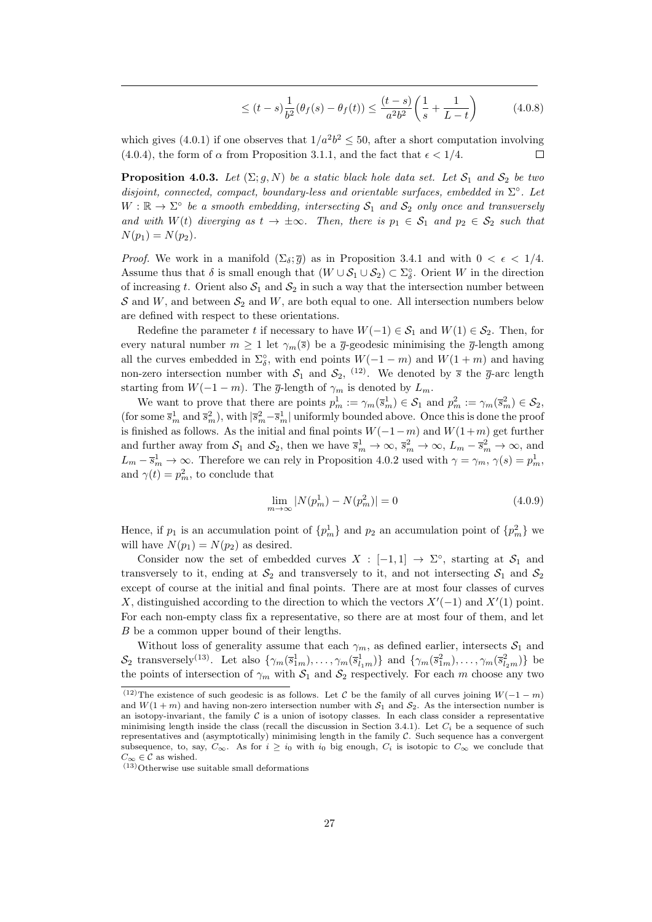$$\leq (t-s)\frac{1}{b^2}(\theta_f(s) - \theta_f(t)) \leq \frac{(t-s)}{a^2b^2}\left(\frac{1}{s} + \frac{1}{L-t}\right) \tag{4.0.8}$$

which gives (4.0.1) if one observes that $1/a^2b^2 \leq 50$, after a short computation involving (4.0.4), the form of $\alpha$ from Proposition 3.1.1, and the fact that $\epsilon < 1/4$. □

**Proposition 4.0.3.** *Let $(\Sigma; g, N)$ be a static black hole data set. Let $\mathcal{S}_1$ and $\mathcal{S}_2$ be two disjoint, connected, compact, boundary-less and orientable surfaces, embedded in $\Sigma^\circ$. Let $W : \mathbb{R} \to \Sigma^\circ$ be a smooth embedding, intersecting $\mathcal{S}_1$ and $\mathcal{S}_2$ only once and transversely and with $W(t)$ diverging as $t \to \pm\infty$. Then, there is $p_1 \in \mathcal{S}_1$ and $p_2 \in \mathcal{S}_2$ such that $N(p_1) = N(p_2)$.*

*Proof.* We work in a manifold $(\Sigma_\delta; \overline{g})$ as in Proposition 3.4.1 and with $0 < \epsilon < 1/4$. Assume thus that $\delta$ is small enough that $(W \cup \mathcal{S}_1 \cup \mathcal{S}_2) \subset \Sigma^\circ_\delta$. Orient $W$ in the direction of increasing $t$. Orient also $\mathcal{S}_1$ and $\mathcal{S}_2$ in such a way that the intersection number between $\mathcal{S}$ and $W$, and between $\mathcal{S}_2$ and $W$, are both equal to one. All intersection numbers below are defined with respect to these orientations.

Redefine the parameter $t$ if necessary to have $W(-1) \in \mathcal{S}_1$ and $W(1) \in \mathcal{S}_2$. Then, for every natural number $m \geq 1$ let $\gamma_m(\overline{s})$ be a $\overline{g}$-geodesic minimising the $\overline{g}$-length among all the curves embedded in $\Sigma^\circ_\delta$, with end points $W(-1-m)$ and $W(1+m)$ and having non-zero intersection number with $\mathcal{S}_1$ and $\mathcal{S}_2$, [12]. We denoted by $\overline{s}$ the $\overline{g}$-arc length starting from $W(-1-m)$. The $\overline{g}$-length of $\gamma_m$ is denoted by $L_m$.

We want to prove that there are points $p^1_m := \gamma_m(\overline{s}^1_m) \in \mathcal{S}_1$ and $p^2_m := \gamma_m(\overline{s}^2_m) \in \mathcal{S}_2$, (for some $\overline{s}^1_m$ and $\overline{s}^2_m$), with $|\overline{s}^2_m - \overline{s}^1_m|$ uniformly bounded above. Once this is done the proof is finished as follows. As the initial and final points $W(-1-m)$ and $W(1+m)$ get further and further away from $\mathcal{S}_1$ and $\mathcal{S}_2$, then we have $\overline{s}^1_m \to \infty$, $\overline{s}^2_m \to \infty$, $L_m - \overline{s}^2_m \to \infty$, and $L_m - \overline{s}^1_m \to \infty$. Therefore we can rely in Proposition 4.0.2 used with $\gamma = \gamma_m$, $\gamma(s) = p^1_m$, and $\gamma(t) = p^2_m$, to conclude that

$$\lim_{m\to\infty} |N(p^1_m) - N(p^2_m)| = 0 \tag{4.0.9}$$

Hence, if $p_1$ is an accumulation point of $\{p^1_m\}$ and $p_2$ an accumulation point of $\{p^2_m\}$ we will have $N(p_1) = N(p_2)$ as desired.

Consider now the set of embedded curves $X : [-1, 1] \to \Sigma^\circ$, starting at $\mathcal{S}_1$ and transversely to it, ending at $\mathcal{S}_2$ and transversely to it, and not intersecting $\mathcal{S}_1$ and $\mathcal{S}_2$ except of course at the initial and final points. There are at most four classes of curves $X$, distinguished according to the direction to which the vectors $X'(-1)$ and $X'(1)$ point. For each non-empty class fix a representative, so there are at most four of them, and let $B$ be a common upper bound of their lengths.

Without loss of generality assume that each $\gamma_m$, as defined earlier, intersects $\mathcal{S}_1$ and $\mathcal{S}_2$ transversely[13]. Let also $\{\gamma_m(\overline{s}^1_{1m}), \ldots, \gamma_m(\overline{s}^1_{l_1 m})\}$ and $\{\gamma_m(\overline{s}^2_{1m}), \ldots, \gamma_m(\overline{s}^2_{l_2 m})\}$ be the points of intersection of $\gamma_m$ with $\mathcal{S}_1$ and $\mathcal{S}_2$ respectively. For each $m$ choose any two

---

[12] The existence of such geodesic is as follows. Let $\mathcal{C}$ be the family of all curves joining $W(-1-m)$ and $W(1+m)$ and having non-zero intersection number with $\mathcal{S}_1$ and $\mathcal{S}_2$. As the intersection number is an isotopy-invariant, the family $\mathcal{C}$ is a union of isotopy classes. In each class consider a representative minimising length inside the class (recall the discussion in Section 3.4.1). Let $C_i$ be a sequence of such representatives and (asymptotically) minimising length in the family $\mathcal{C}$. Such sequence has a convergent subsequence, to, say, $C_\infty$. As for $i \geq i_0$ with $i_0$ big enough, $C_i$ is isotopic to $C_\infty$ we conclude that $C_\infty \in \mathcal{C}$ as wished.

[13] Otherwise use suitable small deformations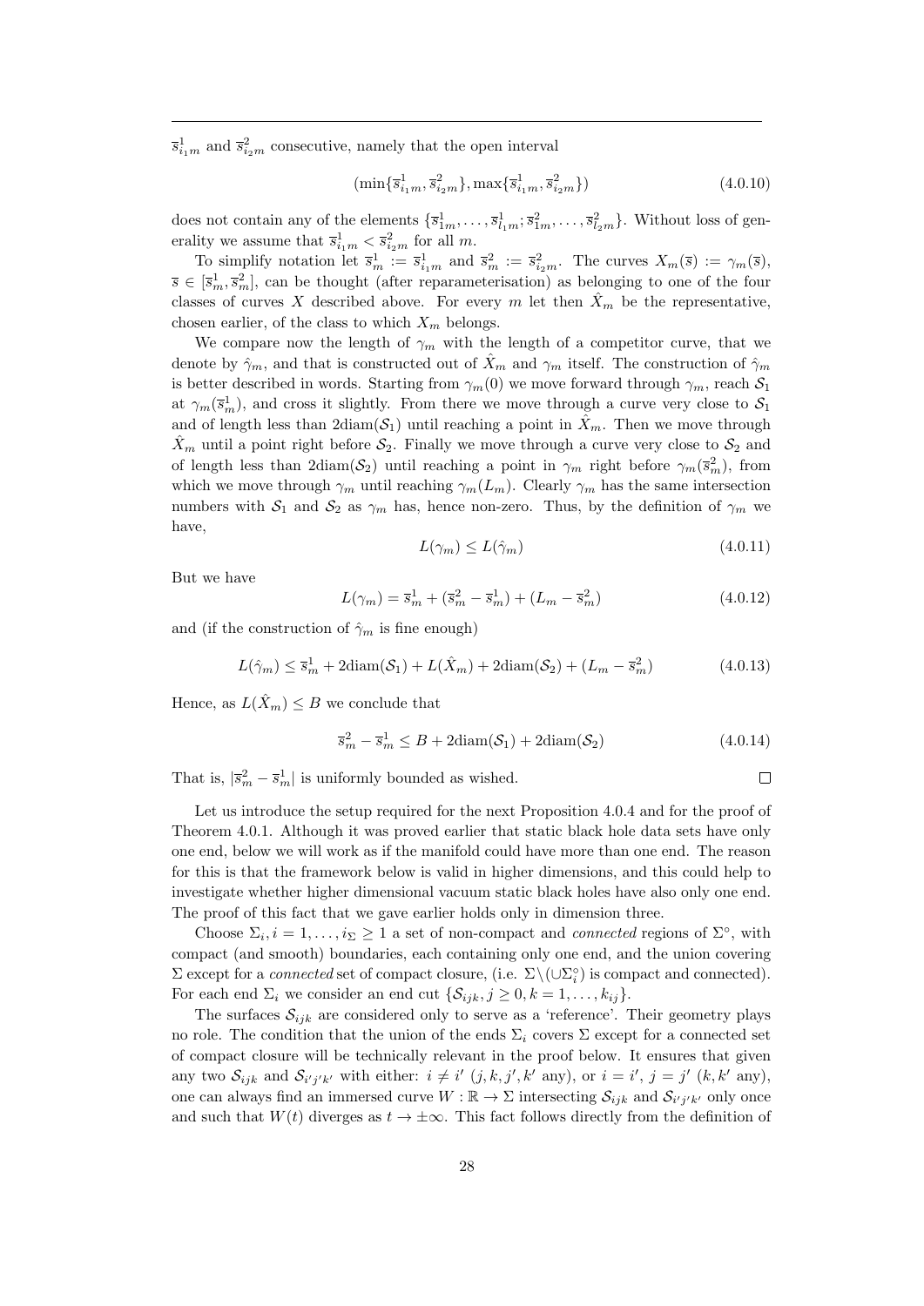$\overline{s}^1_{i_1 m}$ and $\overline{s}^2_{i_2 m}$ consecutive, namely that the open interval

$$(\min\{\overline{s}^1_{i_1 m}, \overline{s}^2_{i_2 m}\}, \max\{\overline{s}^1_{i_1 m}, \overline{s}^2_{i_2 m}\}) \tag{4.0.10}$$

does not contain any of the elements $\{\overline{s}^1_{1m}, \ldots, \overline{s}^1_{l_1 m}; \overline{s}^2_{1m}, \ldots, \overline{s}^2_{l_2 m}\}$. Without loss of generality we assume that $\overline{s}^1_{i_1 m} < \overline{s}^2_{i_2 m}$ for all $m$.

To simplify notation let $\overline{s}^1_m := \overline{s}^1_{i_1 m}$ and $\overline{s}^2_m := \overline{s}^2_{i_2 m}$. The curves $X_m(\overline{s}) := \gamma_m(\overline{s})$, $\overline{s} \in [\overline{s}^1_m, \overline{s}^2_m]$, can be thought (after reparameterisation) as belonging to one of the four classes of curves $X$ described above. For every $m$ let then $\hat{X}_m$ be the representative, chosen earlier, of the class to which $X_m$ belongs.

We compare now the length of $\gamma_m$ with the length of a competitor curve, that we denote by $\hat{\gamma}_m$, and that is constructed out of $\hat{X}_m$ and $\gamma_m$ itself. The construction of $\hat{\gamma}_m$ is better described in words. Starting from $\gamma_m(0)$ we move forward through $\gamma_m$, reach $\mathcal{S}_1$ at $\gamma_m(\overline{s}^1_m)$, and cross it slightly. From there we move through a curve very close to $\mathcal{S}_1$ and of length less than $2\text{diam}(\mathcal{S}_1)$ until reaching a point in $\hat{X}_m$. Then we move through $\hat{X}_m$ until a point right before $\mathcal{S}_2$. Finally we move through a curve very close to $\mathcal{S}_2$ and of length less than $2\text{diam}(\mathcal{S}_2)$ until reaching a point in $\gamma_m$ right before $\gamma_m(\overline{s}^2_m)$, from which we move through $\gamma_m$ until reaching $\gamma_m(L_m)$. Clearly $\gamma_m$ has the same intersection numbers with $\mathcal{S}_1$ and $\mathcal{S}_2$ as $\gamma_m$ has, hence non-zero. Thus, by the definition of $\gamma_m$ we have,

$$L(\gamma_m) \leq L(\hat{\gamma}_m) \tag{4.0.11}$$

But we have

$$L(\gamma_m) = \overline{s}^1_m + (\overline{s}^2_m - \overline{s}^1_m) + (L_m - \overline{s}^2_m) \tag{4.0.12}$$

and (if the construction of $\hat{\gamma}_m$ is fine enough)

$$L(\hat{\gamma}_m) \leq \overline{s}^1_m + 2\text{diam}(\mathcal{S}_1) + L(\hat{X}_m) + 2\text{diam}(\mathcal{S}_2) + (L_m - \overline{s}^2_m) \tag{4.0.13}$$

Hence, as $L(\hat{X}_m) \leq B$ we conclude that

$$\overline{s}^2_m - \overline{s}^1_m \leq B + 2\text{diam}(\mathcal{S}_1) + 2\text{diam}(\mathcal{S}_2) \tag{4.0.14}$$

That is, $|\overline{s}^2_m - \overline{s}^1_m|$ is uniformly bounded as wished. $\square$

Let us introduce the setup required for the next Proposition 4.0.4 and for the proof of Theorem 4.0.1. Although it was proved earlier that static black hole data sets have only one end, below we will work as if the manifold could have more than one end. The reason for this is that the framework below is valid in higher dimensions, and this could help to investigate whether higher dimensional vacuum static black holes have also only one end. The proof of this fact that we gave earlier holds only in dimension three.

Choose $\Sigma_i, i = 1, \ldots, i_\Sigma \geq 1$ a set of non-compact and *connected* regions of $\Sigma^\circ$, with compact (and smooth) boundaries, each containing only one end, and the union covering $\Sigma$ except for a *connected* set of compact closure, (i.e. $\Sigma \setminus (\cup \Sigma^\circ_i)$ is compact and connected). For each end $\Sigma_i$ we consider an end cut $\{\mathcal{S}_{ijk}, j \geq 0, k = 1, \ldots, k_{ij}\}$.

The surfaces $\mathcal{S}_{ijk}$ are considered only to serve as a 'reference'. Their geometry plays no role. The condition that the union of the ends $\Sigma_i$ covers $\Sigma$ except for a connected set of compact closure will be technically relevant in the proof below. It ensures that given any two $\mathcal{S}_{ijk}$ and $\mathcal{S}_{i'j'k'}$ with either: $i \neq i'$ ($j, k, j', k'$ any), or $i = i'$, $j = j'$ ($k, k'$ any), one can always find an immersed curve $W : \mathbb{R} \to \Sigma$ intersecting $\mathcal{S}_{ijk}$ and $\mathcal{S}_{i'j'k'}$ only once and such that $W(t)$ diverges as $t \to \pm\infty$. This fact follows directly from the definition of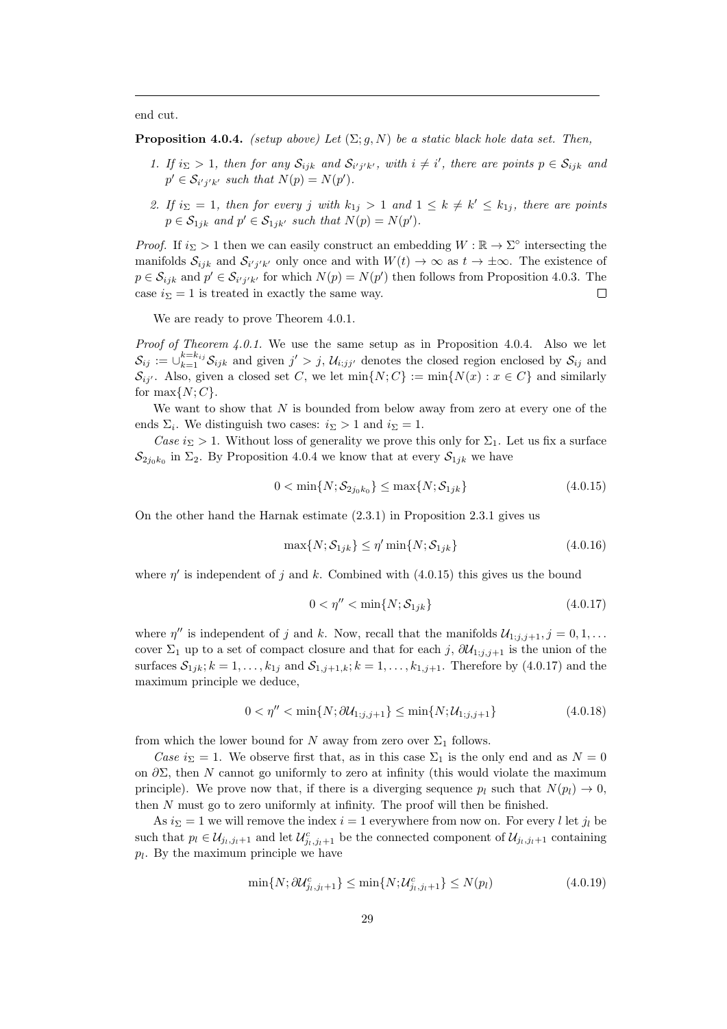end cut.

**Proposition 4.0.4.** *(setup above) Let $(\Sigma; g, N)$ be a static black hole data set. Then,*

1. *If $i_\Sigma > 1$, then for any $\mathcal{S}_{ijk}$ and $\mathcal{S}_{i'j'k'}$, with $i \neq i'$, there are points $p \in \mathcal{S}_{ijk}$ and $p' \in \mathcal{S}_{i'j'k'}$ such that $N(p) = N(p')$.*
2. *If $i_\Sigma = 1$, then for every $j$ with $k_{1j} > 1$ and $1 \leq k \neq k' \leq k_{1j}$, there are points $p \in \mathcal{S}_{1jk}$ and $p' \in \mathcal{S}_{1jk'}$ such that $N(p) = N(p')$.*

*Proof.* If $i_\Sigma > 1$ then we can easily construct an embedding $W : \mathbb{R} \to \Sigma^\circ$ intersecting the manifolds $\mathcal{S}_{ijk}$ and $\mathcal{S}_{i'j'k'}$ only once and with $W(t) \to \infty$ as $t \to \pm\infty$. The existence of $p \in \mathcal{S}_{ijk}$ and $p' \in \mathcal{S}_{i'j'k'}$ for which $N(p) = N(p')$ then follows from Proposition 4.0.3. The case $i_\Sigma = 1$ is treated in exactly the same way. $\square$

We are ready to prove Theorem 4.0.1.

*Proof of Theorem 4.0.1.* We use the same setup as in Proposition 4.0.4. Also we let $\mathcal{S}_{ij} := \cup_{k=1}^{k=k_{ij}} \mathcal{S}_{ijk}$ and given $j' > j$, $\mathcal{U}_{i;jj'}$ denotes the closed region enclosed by $\mathcal{S}_{ij}$ and $\mathcal{S}_{ij'}$. Also, given a closed set $C$, we let $\min\{N; C\} := \min\{N(x) : x \in C\}$ and similarly for $\max\{N; C\}$.

We want to show that $N$ is bounded from below away from zero at every one of the ends $\Sigma_i$. We distinguish two cases: $i_\Sigma > 1$ and $i_\Sigma = 1$.

*Case $i_\Sigma > 1$.* Without loss of generality we prove this only for $\Sigma_1$. Let us fix a surface $\mathcal{S}_{2j_0k_0}$ in $\Sigma_2$. By Proposition 4.0.4 we know that at every $\mathcal{S}_{1jk}$ we have

$$0 < \min\{N; \mathcal{S}_{2j_0k_0}\} \leq \max\{N; \mathcal{S}_{1jk}\} \tag{4.0.15}$$

On the other hand the Harnak estimate (2.3.1) in Proposition 2.3.1 gives us

$$\max\{N; \mathcal{S}_{1jk}\} \leq \eta' \min\{N; \mathcal{S}_{1jk}\} \tag{4.0.16}$$

where $\eta'$ is independent of $j$ and $k$. Combined with (4.0.15) this gives us the bound

$$0 < \eta'' < \min\{N; \mathcal{S}_{1jk}\} \tag{4.0.17}$$

where $\eta''$ is independent of $j$ and $k$. Now, recall that the manifolds $\mathcal{U}_{1;j,j+1}, j = 0, 1, \ldots$ cover $\Sigma_1$ up to a set of compact closure and that for each $j$, $\partial \mathcal{U}_{1;j,j+1}$ is the union of the surfaces $\mathcal{S}_{1jk}; k = 1, \ldots, k_{1j}$ and $\mathcal{S}_{1,j+1,k}; k = 1, \ldots, k_{1,j+1}$. Therefore by (4.0.17) and the maximum principle we deduce,

$$0 < \eta'' < \min\{N; \partial \mathcal{U}_{1;j,j+1}\} \leq \min\{N; \mathcal{U}_{1;j,j+1}\} \tag{4.0.18}$$

from which the lower bound for $N$ away from zero over $\Sigma_1$ follows.

*Case $i_\Sigma = 1$.* We observe first that, as in this case $\Sigma_1$ is the only end and as $N = 0$ on $\partial\Sigma$, then $N$ cannot go uniformly to zero at infinity (this would violate the maximum principle). We prove now that, if there is a diverging sequence $p_l$ such that $N(p_l) \to 0$, then $N$ must go to zero uniformly at infinity. The proof will then be finished.

As $i_\Sigma = 1$ we will remove the index $i = 1$ everywhere from now on. For every $l$ let $j_l$ be such that $p_l \in \mathcal{U}_{j_l, j_l+1}$ and let $\mathcal{U}^c_{j_l, j_l+1}$ be the connected component of $\mathcal{U}_{j_l, j_l+1}$ containing $p_l$. By the maximum principle we have

$$\min\{N; \partial \mathcal{U}^c_{j_l, j_l+1}\} \leq \min\{N; \mathcal{U}^c_{j_l, j_l+1}\} \leq N(p_l) \tag{4.0.19}$$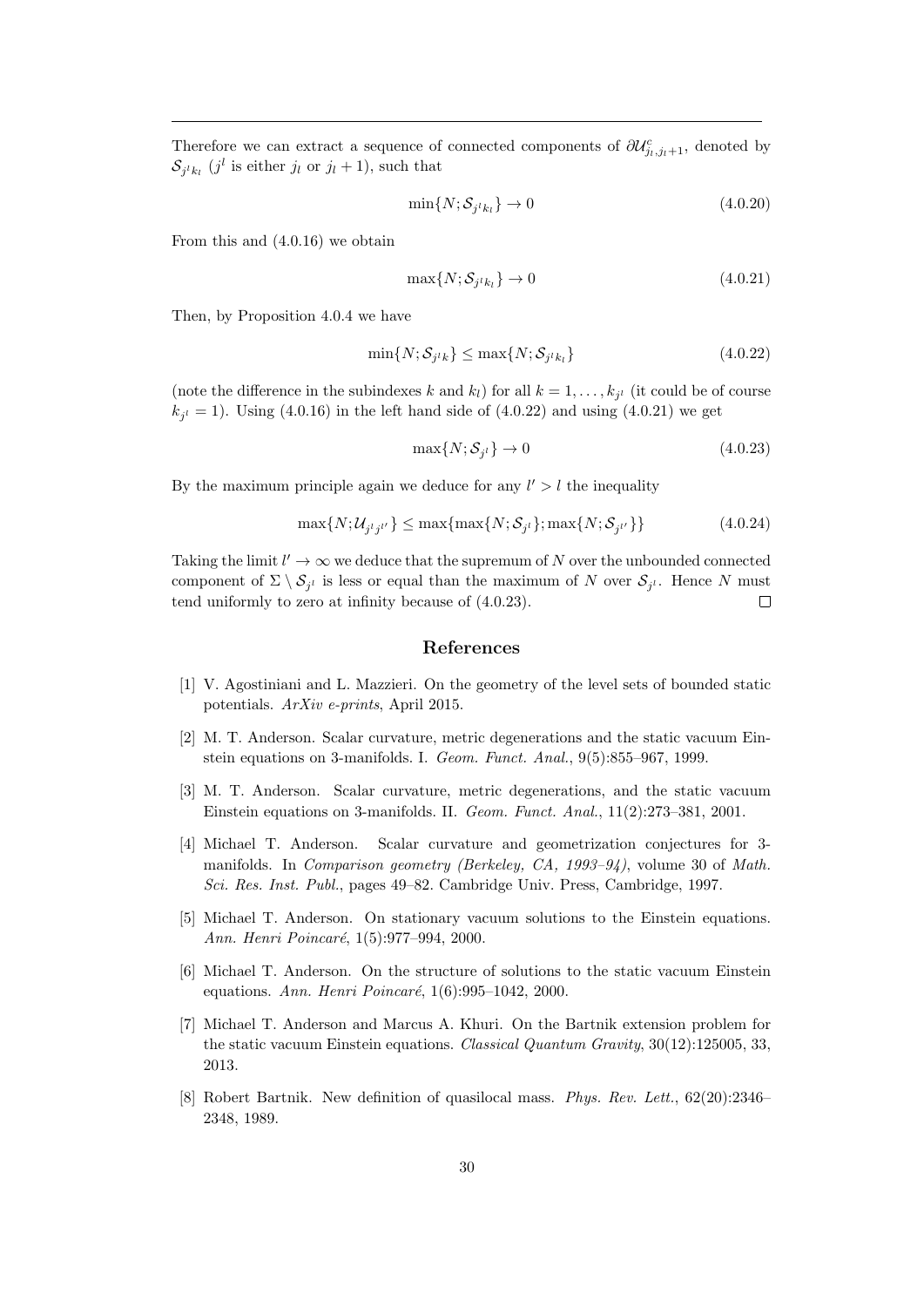Therefore we can extract a sequence of connected components of $\partial \mathcal{U}^c_{j_l,j_l+1}$, denoted by $\mathcal{S}_{j^l k_l}$ ($j^l$ is either $j_l$ or $j_l+1$), such that

$$\min\{N; \mathcal{S}_{j^l k_l}\} \to 0 \tag{4.0.20}$$

From this and (4.0.16) we obtain

$$\max\{N; \mathcal{S}_{j^l k_l}\} \to 0 \tag{4.0.21}$$

Then, by Proposition 4.0.4 we have

$$\min\{N; \mathcal{S}_{j^l k}\} \leq \max\{N; \mathcal{S}_{j^l k_l}\} \tag{4.0.22}$$

(note the difference in the subindexes $k$ and $k_l$) for all $k = 1, \ldots, k_{j^l}$ (it could be of course $k_{j^l} = 1$). Using (4.0.16) in the left hand side of (4.0.22) and using (4.0.21) we get

$$\max\{N; \mathcal{S}_{j^l}\} \to 0 \tag{4.0.23}$$

By the maximum principle again we deduce for any $l' > l$ the inequality

$$\max\{N; \mathcal{U}_{j^l j^{l'}}\} \leq \max\{\max\{N; \mathcal{S}_{j^l}\}; \max\{N; \mathcal{S}_{j^{l'}}\}\} \tag{4.0.24}$$

Taking the limit $l' \to \infty$ we deduce that the supremum of $N$ over the unbounded connected component of $\Sigma \setminus \mathcal{S}_{j^l}$ is less or equal than the maximum of $N$ over $\mathcal{S}_{j^l}$. Hence $N$ must tend uniformly to zero at infinity because of (4.0.23). $\square$

## References

[1] V. Agostiniani and L. Mazzieri. On the geometry of the level sets of bounded static potentials. *ArXiv e-prints*, April 2015.

[2] M. T. Anderson. Scalar curvature, metric degenerations and the static vacuum Einstein equations on 3-manifolds. I. *Geom. Funct. Anal.*, 9(5):855–967, 1999.

[3] M. T. Anderson. Scalar curvature, metric degenerations, and the static vacuum Einstein equations on 3-manifolds. II. *Geom. Funct. Anal.*, 11(2):273–381, 2001.

[4] Michael T. Anderson. Scalar curvature and geometrization conjectures for 3-manifolds. In *Comparison geometry (Berkeley, CA, 1993–94)*, volume 30 of *Math. Sci. Res. Inst. Publ.*, pages 49–82. Cambridge Univ. Press, Cambridge, 1997.

[5] Michael T. Anderson. On stationary vacuum solutions to the Einstein equations. *Ann. Henri Poincaré*, 1(5):977–994, 2000.

[6] Michael T. Anderson. On the structure of solutions to the static vacuum Einstein equations. *Ann. Henri Poincaré*, 1(6):995–1042, 2000.

[7] Michael T. Anderson and Marcus A. Khuri. On the Bartnik extension problem for the static vacuum Einstein equations. *Classical Quantum Gravity*, 30(12):125005, 33, 2013.

[8] Robert Bartnik. New definition of quasilocal mass. *Phys. Rev. Lett.*, 62(20):2346–2348, 1989.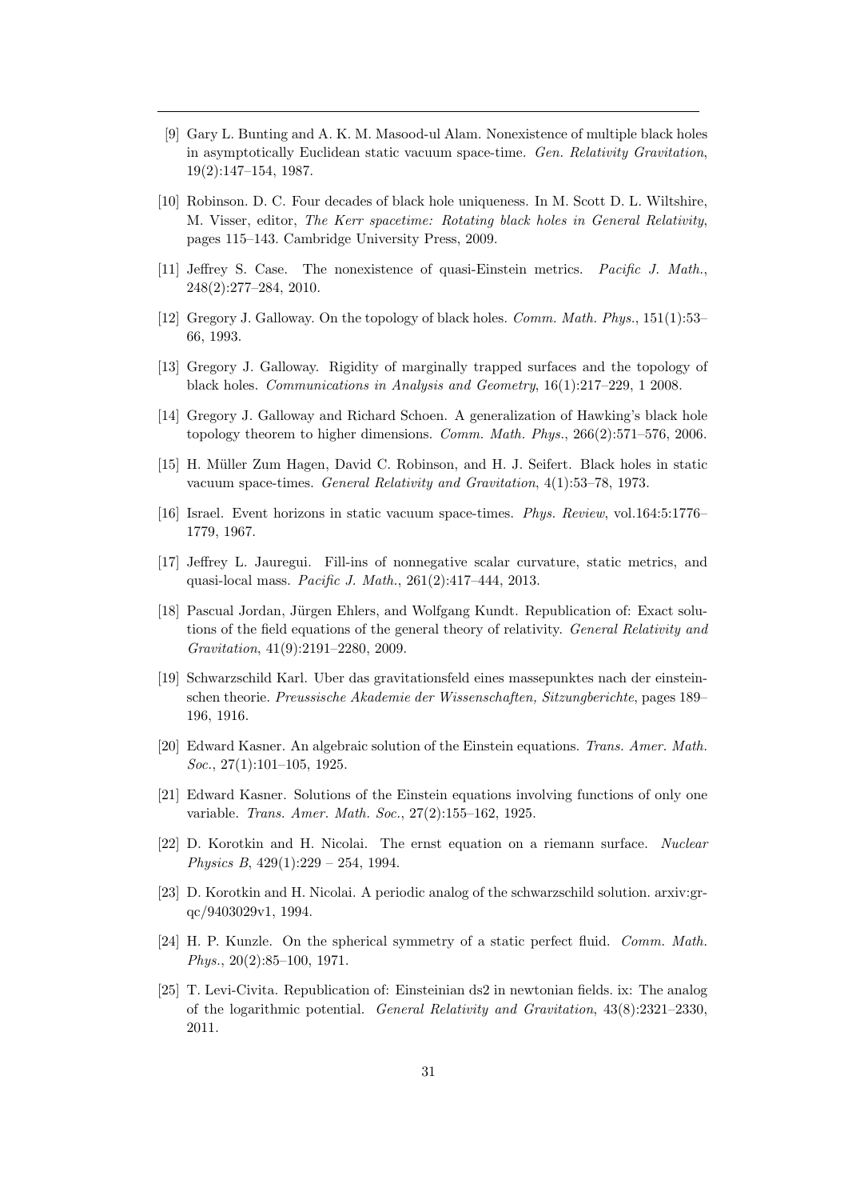[9] Gary L. Bunting and A. K. M. Masood-ul Alam. Nonexistence of multiple black holes in asymptotically Euclidean static vacuum space-time. *Gen. Relativity Gravitation*, 19(2):147–154, 1987.

[10] Robinson. D. C. Four decades of black hole uniqueness. In M. Scott D. L. Wiltshire, M. Visser, editor, *The Kerr spacetime: Rotating black holes in General Relativity*, pages 115–143. Cambridge University Press, 2009.

[11] Jeffrey S. Case. The nonexistence of quasi-Einstein metrics. *Pacific J. Math.*, 248(2):277–284, 2010.

[12] Gregory J. Galloway. On the topology of black holes. *Comm. Math. Phys.*, 151(1):53–66, 1993.

[13] Gregory J. Galloway. Rigidity of marginally trapped surfaces and the topology of black holes. *Communications in Analysis and Geometry*, 16(1):217–229, 1 2008.

[14] Gregory J. Galloway and Richard Schoen. A generalization of Hawking's black hole topology theorem to higher dimensions. *Comm. Math. Phys.*, 266(2):571–576, 2006.

[15] H. Müller Zum Hagen, David C. Robinson, and H. J. Seifert. Black holes in static vacuum space-times. *General Relativity and Gravitation*, 4(1):53–78, 1973.

[16] Israel. Event horizons in static vacuum space-times. *Phys. Review*, vol.164:5:1776–1779, 1967.

[17] Jeffrey L. Jauregui. Fill-ins of nonnegative scalar curvature, static metrics, and quasi-local mass. *Pacific J. Math.*, 261(2):417–444, 2013.

[18] Pascual Jordan, Jürgen Ehlers, and Wolfgang Kundt. Republication of: Exact solutions of the field equations of the general theory of relativity. *General Relativity and Gravitation*, 41(9):2191–2280, 2009.

[19] Schwarzschild Karl. Uber das gravitationsfeld eines massepunktes nach der einsteinschen theorie. *Preussische Akademie der Wissenschaften, Sitzungberichte*, pages 189–196, 1916.

[20] Edward Kasner. An algebraic solution of the Einstein equations. *Trans. Amer. Math. Soc.*, 27(1):101–105, 1925.

[21] Edward Kasner. Solutions of the Einstein equations involving functions of only one variable. *Trans. Amer. Math. Soc.*, 27(2):155–162, 1925.

[22] D. Korotkin and H. Nicolai. The ernst equation on a riemann surface. *Nuclear Physics B*, 429(1):229 – 254, 1994.

[23] D. Korotkin and H. Nicolai. A periodic analog of the schwarzschild solution. arxiv:gr-qc/9403029v1, 1994.

[24] H. P. Kunzle. On the spherical symmetry of a static perfect fluid. *Comm. Math. Phys.*, 20(2):85–100, 1971.

[25] T. Levi-Civita. Republication of: Einsteinian ds2 in newtonian fields. ix: The analog of the logarithmic potential. *General Relativity and Gravitation*, 43(8):2321–2330, 2011.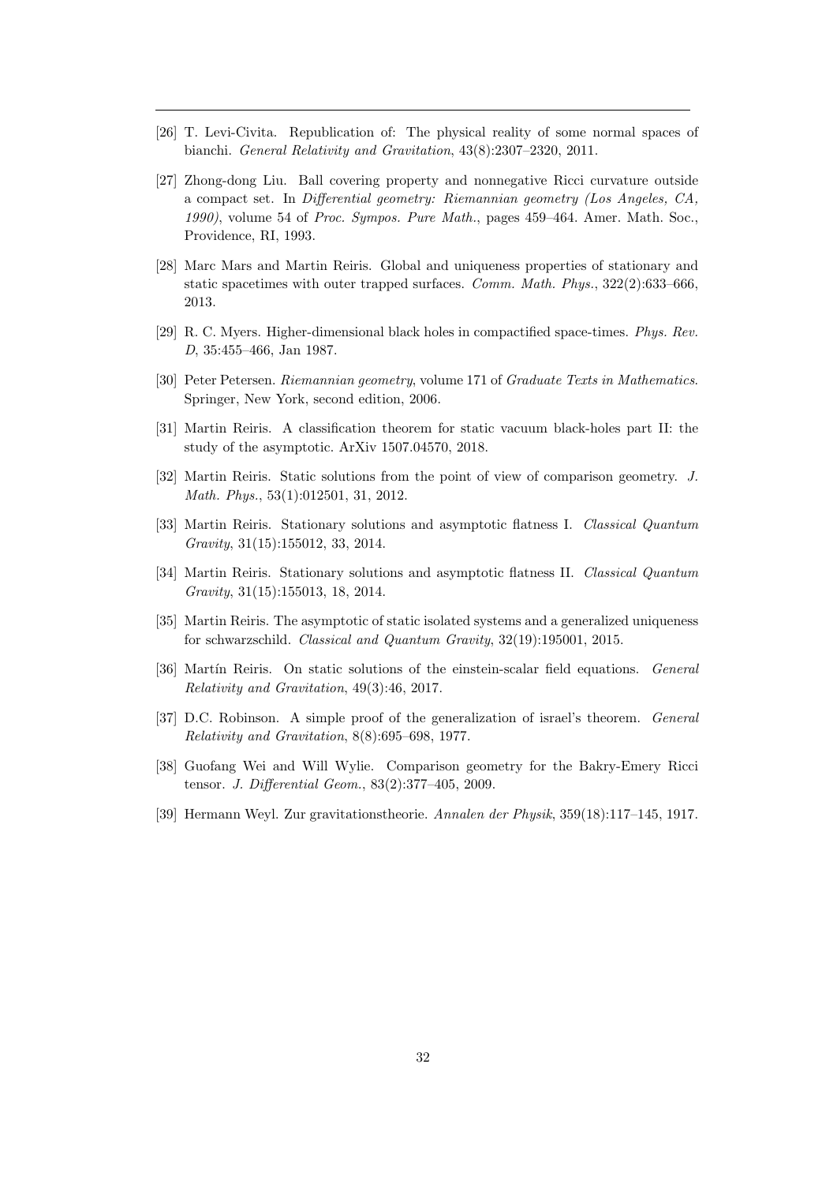[26] T. Levi-Civita. Republication of: The physical reality of some normal spaces of bianchi. *General Relativity and Gravitation*, 43(8):2307–2320, 2011.

[27] Zhong-dong Liu. Ball covering property and nonnegative Ricci curvature outside a compact set. In *Differential geometry: Riemannian geometry (Los Angeles, CA, 1990)*, volume 54 of *Proc. Sympos. Pure Math.*, pages 459–464. Amer. Math. Soc., Providence, RI, 1993.

[28] Marc Mars and Martin Reiris. Global and uniqueness properties of stationary and static spacetimes with outer trapped surfaces. *Comm. Math. Phys.*, 322(2):633–666, 2013.

[29] R. C. Myers. Higher-dimensional black holes in compactified space-times. *Phys. Rev. D*, 35:455–466, Jan 1987.

[30] Peter Petersen. *Riemannian geometry*, volume 171 of *Graduate Texts in Mathematics*. Springer, New York, second edition, 2006.

[31] Martin Reiris. A classification theorem for static vacuum black-holes part II: the study of the asymptotic. ArXiv 1507.04570, 2018.

[32] Martin Reiris. Static solutions from the point of view of comparison geometry. *J. Math. Phys.*, 53(1):012501, 31, 2012.

[33] Martin Reiris. Stationary solutions and asymptotic flatness I. *Classical Quantum Gravity*, 31(15):155012, 33, 2014.

[34] Martin Reiris. Stationary solutions and asymptotic flatness II. *Classical Quantum Gravity*, 31(15):155013, 18, 2014.

[35] Martin Reiris. The asymptotic of static isolated systems and a generalized uniqueness for schwarzschild. *Classical and Quantum Gravity*, 32(19):195001, 2015.

[36] Martín Reiris. On static solutions of the einstein-scalar field equations. *General Relativity and Gravitation*, 49(3):46, 2017.

[37] D.C. Robinson. A simple proof of the generalization of israel's theorem. *General Relativity and Gravitation*, 8(8):695–698, 1977.

[38] Guofang Wei and Will Wylie. Comparison geometry for the Bakry-Emery Ricci tensor. *J. Differential Geom.*, 83(2):377–405, 2009.

[39] Hermann Weyl. Zur gravitationstheorie. *Annalen der Physik*, 359(18):117–145, 1917.